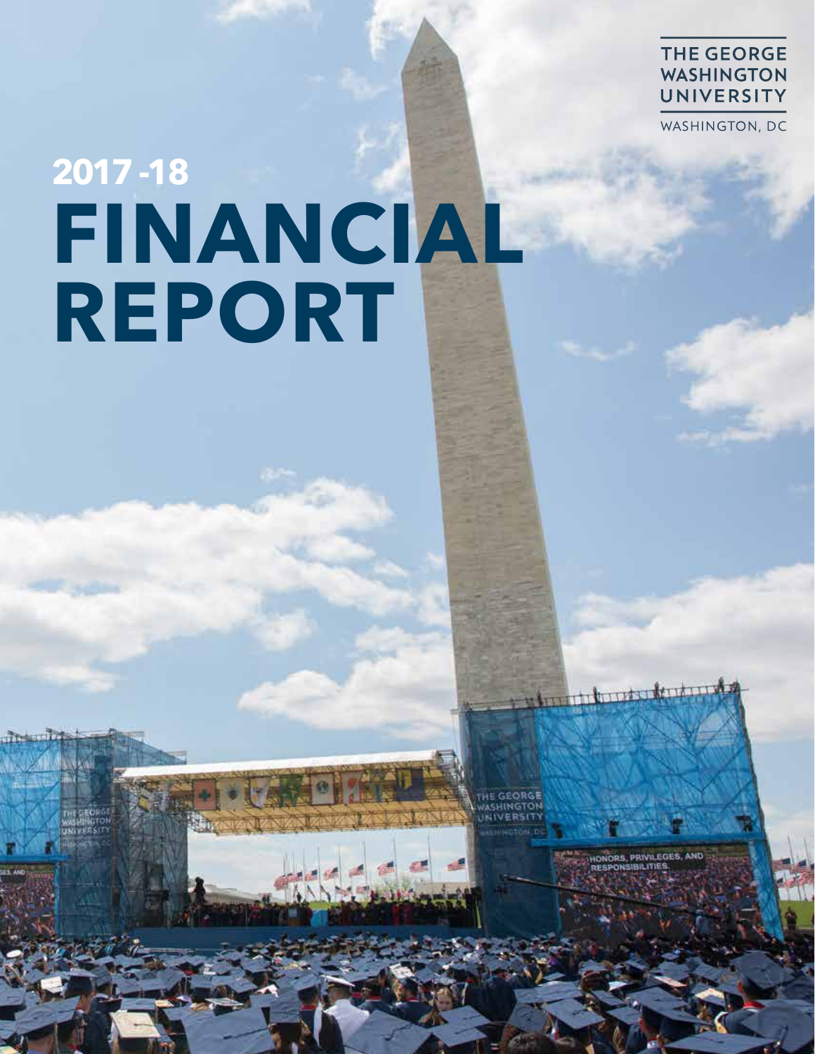THE GEORGE WASHINGTON UNIVERSITY

WASHINGTON, DC

# 2017 -18 FINANCIAL REPORT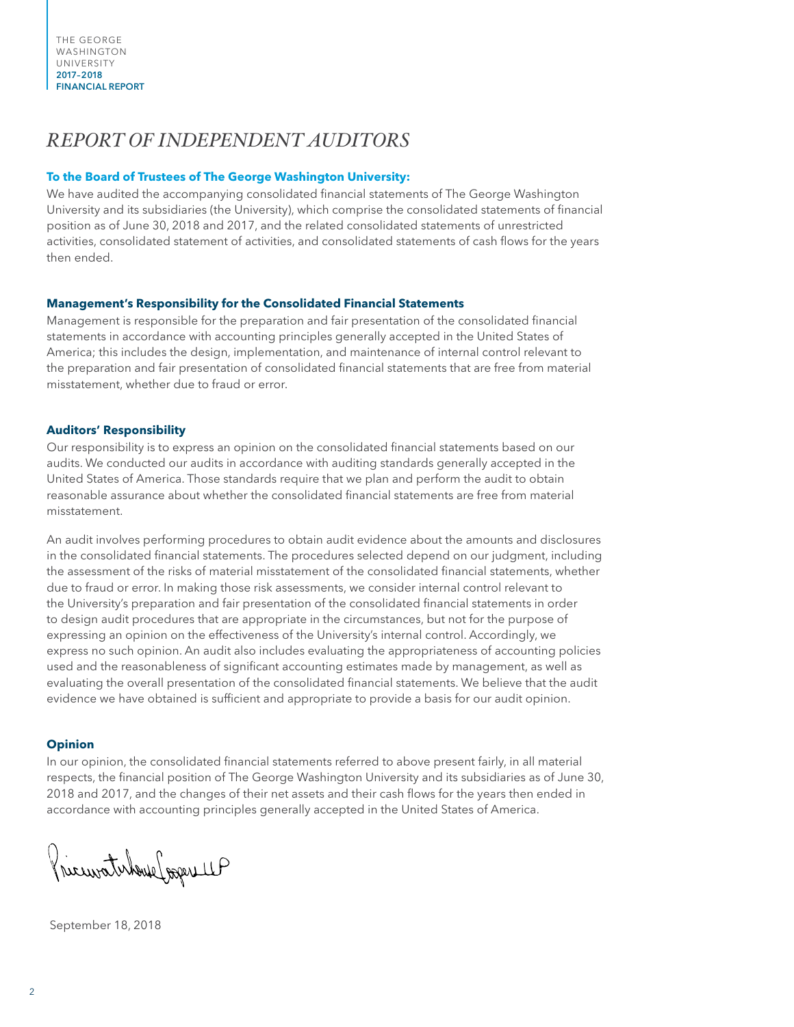# *REPORT OF INDEPENDENT AUDITORS*

**To the Board of Trustees of The George Washington University:**

We have audited the accompanying consolidated financial statements of The George Washington University and its subsidiaries (the University), which comprise the consolidated statements of financial position as of June 30, 2018 and 2017, and the related consolidated statements of unrestricted activities, consolidated statement of activities, and consolidated statements of cash flows for the years then ended.

### Management's Responsibility for the Consolidated Financial Statements

Management is responsible for the preparation and fair presentation of the consolidated financial statements in accordance with accounting principles generally accepted in the United States of America; this includes the design, implementation, and maintenance of internal control relevant to the preparation and fair presentation of consolidated financial statements that are free from material misstatement, whether due to fraud or error.

### Auditors' Responsibility

Our responsibility is to express an opinion on the consolidated financial statements based on our audits. We conducted our audits in accordance with auditing standards generally accepted in the United States of America. Those standards require that we plan and perform the audit to obtain reasonable assurance about whether the consolidated financial statements are free from material misstatement.

An audit involves performing procedures to obtain audit evidence about the amounts and disclosures in the consolidated financial statements. The procedures selected depend on our judgment, including the assessment of the risks of material misstatement of the consolidated financial statements, whether due to fraud or error. In making those risk assessments, we consider internal control relevant to the University's preparation and fair presentation of the consolidated financial statements in order to design audit procedures that are appropriate in the circumstances, but not for the purpose of expressing an opinion on the effectiveness of the University's internal control. Accordingly, we express no such opinion. An audit also includes evaluating the appropriateness of accounting policies used and the reasonableness of significant accounting estimates made by management, as well as evaluating the overall presentation of the consolidated financial statements. We believe that the audit evidence we have obtained is sufficient and appropriate to provide a basis for our audit opinion.

### Opinion

In our opinion, the consolidated financial statements referred to above present fairly, in all material respects, the financial position of The George Washington University and its subsidiaries as of June 30, 2018 and 2017, and the changes of their net assets and their cash flows for the years then ended in accordance with accounting principles generally accepted in the United States of America.

PricewaterhouseCoopers LLP

September 18, 2018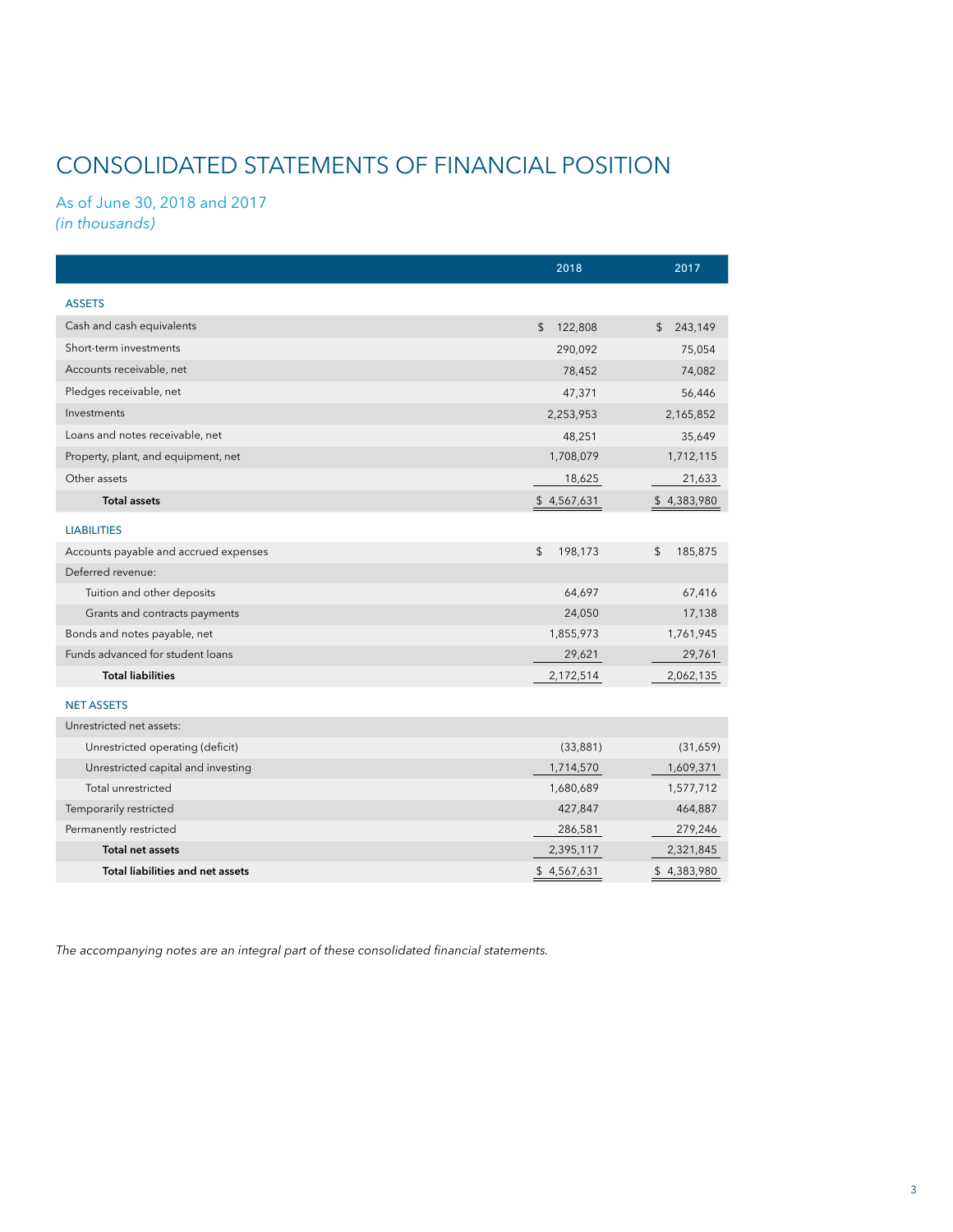# CONSOLIDATED STATEMENTS OF FINANCIAL POSITION

As of June 30, 2018 and 2017
*(in thousands)*

| | 2018 | 2017 |
|---|---|---|
| **ASSETS** | | |
| Cash and cash equivalents | $ 122,808 | $ 243,149 |
| Short-term investments | 290,092 | 75,054 |
| Accounts receivable, net | 78,452 | 74,082 |
| Pledges receivable, net | 47,371 | 56,446 |
| Investments | 2,253,953 | 2,165,852 |
| Loans and notes receivable, net | 48,251 | 35,649 |
| Property, plant, and equipment, net | 1,708,079 | 1,712,115 |
| Other assets | 18,625 | 21,633 |
| **Total assets** | $ 4,567,631 | $ 4,383,980 |
| **LIABILITIES** | | |
| Accounts payable and accrued expenses | $ 198,173 | $ 185,875 |
| Deferred revenue: | | |
| Tuition and other deposits | 64,697 | 67,416 |
| Grants and contracts payments | 24,050 | 17,138 |
| Bonds and notes payable, net | 1,855,973 | 1,761,945 |
| Funds advanced for student loans | 29,621 | 29,761 |
| **Total liabilities** | 2,172,514 | 2,062,135 |
| **NET ASSETS** | | |
| Unrestricted net assets: | | |
| Unrestricted operating (deficit) | (33,881) | (31,659) |
| Unrestricted capital and investing | 1,714,570 | 1,609,371 |
| Total unrestricted | 1,680,689 | 1,577,712 |
| Temporarily restricted | 427,847 | 464,887 |
| Permanently restricted | 286,581 | 279,246 |
| **Total net assets** | 2,395,117 | 2,321,845 |
| **Total liabilities and net assets** | $ 4,567,631 | $ 4,383,980 |

*The accompanying notes are an integral part of these consolidated financial statements.*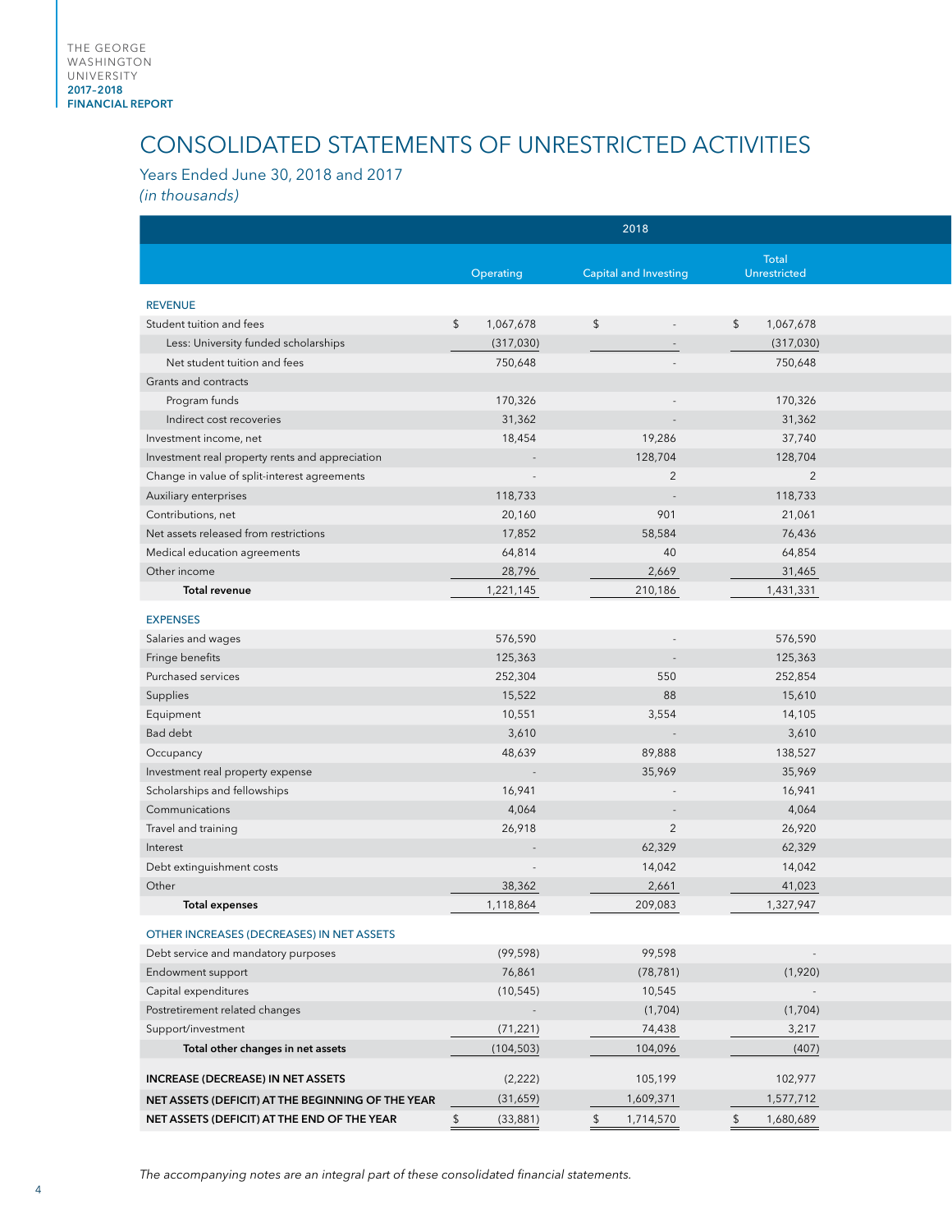# CONSOLIDATED STATEMENTS OF UNRESTRICTED ACTIVITIES

Years Ended June 30, 2018 and 2017

*(in thousands)*

| | 2018 | | |
|---|---|---|---|
| | Operating | Capital and Investing | Total Unrestricted |
| **REVENUE** | | | |
| Student tuition and fees | $ 1,067,678 | $ - | $ 1,067,678 |
| Less: University funded scholarships | (317,030) | - | (317,030) |
| Net student tuition and fees | 750,648 | - | 750,648 |
| Grants and contracts | | | |
| Program funds | 170,326 | - | 170,326 |
| Indirect cost recoveries | 31,362 | - | 31,362 |
| Investment income, net | 18,454 | 19,286 | 37,740 |
| Investment real property rents and appreciation | - | 128,704 | 128,704 |
| Change in value of split-interest agreements | - | 2 | 2 |
| Auxiliary enterprises | 118,733 | - | 118,733 |
| Contributions, net | 20,160 | 901 | 21,061 |
| Net assets released from restrictions | 17,852 | 58,584 | 76,436 |
| Medical education agreements | 64,814 | 40 | 64,854 |
| Other income | 28,796 | 2,669 | 31,465 |
| **Total revenue** | 1,221,145 | 210,186 | 1,431,331 |
| **EXPENSES** | | | |
| Salaries and wages | 576,590 | - | 576,590 |
| Fringe benefits | 125,363 | - | 125,363 |
| Purchased services | 252,304 | 550 | 252,854 |
| Supplies | 15,522 | 88 | 15,610 |
| Equipment | 10,551 | 3,554 | 14,105 |
| Bad debt | 3,610 | - | 3,610 |
| Occupancy | 48,639 | 89,888 | 138,527 |
| Investment real property expense | - | 35,969 | 35,969 |
| Scholarships and fellowships | 16,941 | - | 16,941 |
| Communications | 4,064 | - | 4,064 |
| Travel and training | 26,918 | 2 | 26,920 |
| Interest | - | 62,329 | 62,329 |
| Debt extinguishment costs | - | 14,042 | 14,042 |
| Other | 38,362 | 2,661 | 41,023 |
| **Total expenses** | 1,118,864 | 209,083 | 1,327,947 |
| **OTHER INCREASES (DECREASES) IN NET ASSETS** | | | |
| Debt service and mandatory purposes | (99,598) | 99,598 | - |
| Endowment support | 76,861 | (78,781) | (1,920) |
| Capital expenditures | (10,545) | 10,545 | - |
| Postretirement related changes | - | (1,704) | (1,704) |
| Support/investment | (71,221) | 74,438 | 3,217 |
| **Total other changes in net assets** | (104,503) | 104,096 | (407) |
| **INCREASE (DECREASE) IN NET ASSETS** | (2,222) | 105,199 | 102,977 |
| **NET ASSETS (DEFICIT) AT THE BEGINNING OF THE YEAR** | (31,659) | 1,609,371 | 1,577,712 |
| **NET ASSETS (DEFICIT) AT THE END OF THE YEAR** | $ (33,881) | $ 1,714,570 | $ 1,680,689 |

*The accompanying notes are an integral part of these consolidated financial statements.*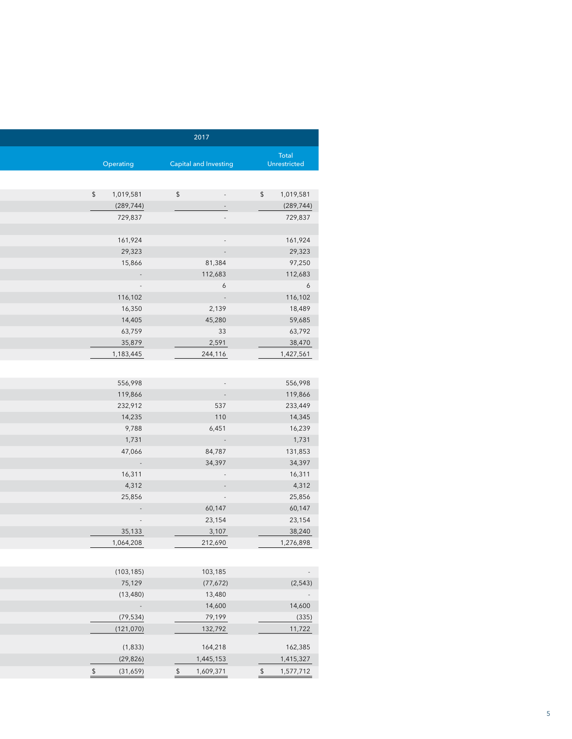| | 2017 | | |
|---|---|---|---|
| | Operating | Capital and Investing | Total Unrestricted |
| | | | |
| | $ 1,019,581 | $ - | $ 1,019,581 |
| | (289,744) | - | (289,744) |
| | 729,837 | - | 729,837 |
| | | | |
| | 161,924 | - | 161,924 |
| | 29,323 | - | 29,323 |
| | 15,866 | 81,384 | 97,250 |
| | - | 112,683 | 112,683 |
| | - | 6 | 6 |
| | 116,102 | - | 116,102 |
| | 16,350 | 2,139 | 18,489 |
| | 14,405 | 45,280 | 59,685 |
| | 63,759 | 33 | 63,792 |
| | 35,879 | 2,591 | 38,470 |
| | 1,183,445 | 244,116 | 1,427,561 |
| | | | |
| | 556,998 | - | 556,998 |
| | 119,866 | - | 119,866 |
| | 232,912 | 537 | 233,449 |
| | 14,235 | 110 | 14,345 |
| | 9,788 | 6,451 | 16,239 |
| | 1,731 | - | 1,731 |
| | 47,066 | 84,787 | 131,853 |
| | - | 34,397 | 34,397 |
| | 16,311 | - | 16,311 |
| | 4,312 | - | 4,312 |
| | 25,856 | - | 25,856 |
| | - | 60,147 | 60,147 |
| | - | 23,154 | 23,154 |
| | 35,133 | 3,107 | 38,240 |
| | 1,064,208 | 212,690 | 1,276,898 |
| | | | |
| | (103,185) | 103,185 | - |
| | 75,129 | (77,672) | (2,543) |
| | (13,480) | 13,480 | - |
| | - | 14,600 | 14,600 |
| | (79,534) | 79,199 | (335) |
| | (121,070) | 132,792 | 11,722 |
| | | | |
| | (1,833) | 164,218 | 162,385 |
| | (29,826) | 1,445,153 | 1,415,327 |
| | $ (31,659) | $ 1,609,371 | $ 1,577,712 |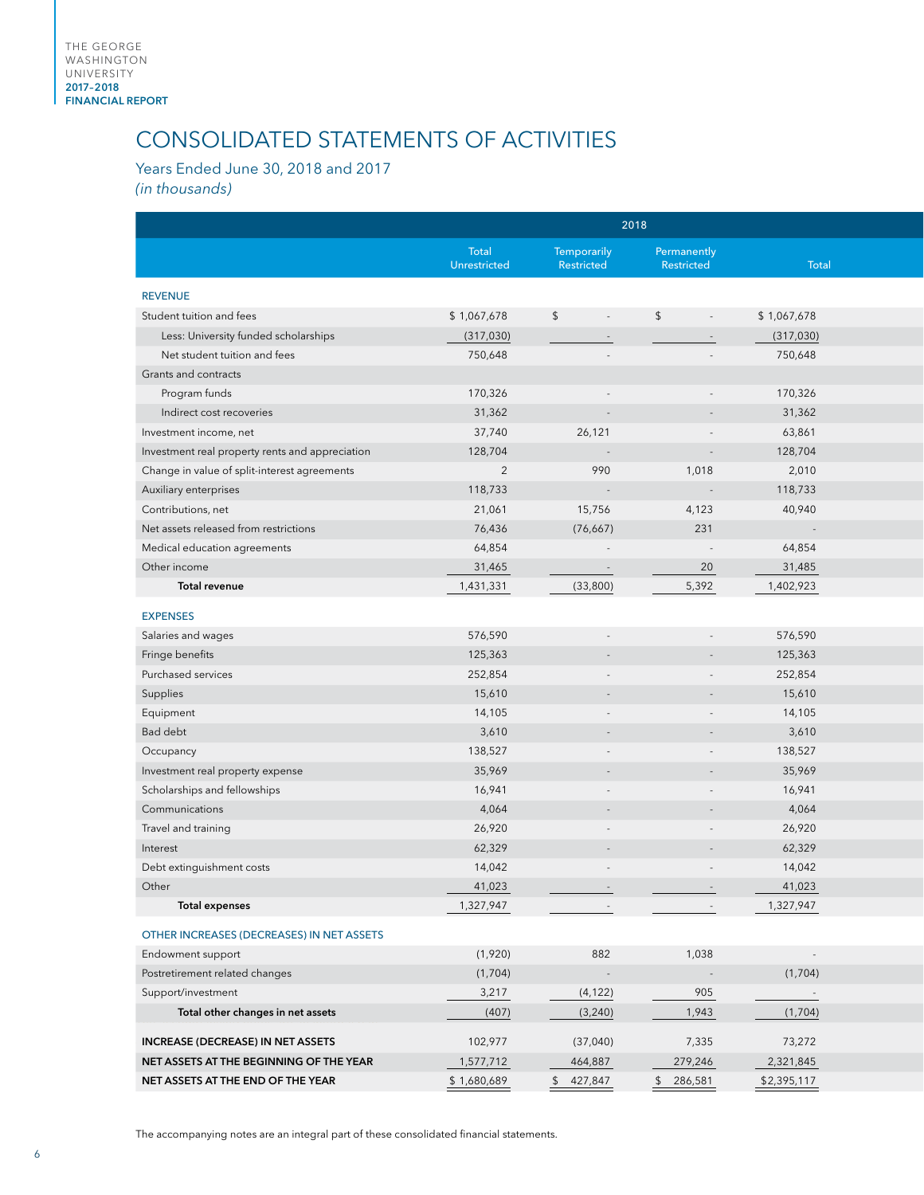# CONSOLIDATED STATEMENTS OF ACTIVITIES

Years Ended June 30, 2018 and 2017
*(in thousands)*

| | 2018 | | | |
|---|---|---|---|---|
| | Total Unrestricted | Temporarily Restricted | Permanently Restricted | Total |
| **REVENUE** | | | | |
| Student tuition and fees | $ 1,067,678 | $ - | $ - | $ 1,067,678 |
| Less: University funded scholarships | (317,030) | - | - | (317,030) |
| Net student tuition and fees | 750,648 | - | - | 750,648 |
| Grants and contracts | | | | |
| Program funds | 170,326 | - | - | 170,326 |
| Indirect cost recoveries | 31,362 | - | - | 31,362 |
| Investment income, net | 37,740 | 26,121 | - | 63,861 |
| Investment real property rents and appreciation | 128,704 | - | - | 128,704 |
| Change in value of split-interest agreements | 2 | 990 | 1,018 | 2,010 |
| Auxiliary enterprises | 118,733 | - | - | 118,733 |
| Contributions, net | 21,061 | 15,756 | 4,123 | 40,940 |
| Net assets released from restrictions | 76,436 | (76,667) | 231 | - |
| Medical education agreements | 64,854 | - | - | 64,854 |
| Other income | 31,465 | - | 20 | 31,485 |
| **Total revenue** | 1,431,331 | (33,800) | 5,392 | 1,402,923 |
| **EXPENSES** | | | | |
| Salaries and wages | 576,590 | - | - | 576,590 |
| Fringe benefits | 125,363 | - | - | 125,363 |
| Purchased services | 252,854 | - | - | 252,854 |
| Supplies | 15,610 | - | - | 15,610 |
| Equipment | 14,105 | - | - | 14,105 |
| Bad debt | 3,610 | - | - | 3,610 |
| Occupancy | 138,527 | - | - | 138,527 |
| Investment real property expense | 35,969 | - | - | 35,969 |
| Scholarships and fellowships | 16,941 | - | - | 16,941 |
| Communications | 4,064 | - | - | 4,064 |
| Travel and training | 26,920 | - | - | 26,920 |
| Interest | 62,329 | - | - | 62,329 |
| Debt extinguishment costs | 14,042 | - | - | 14,042 |
| Other | 41,023 | - | - | 41,023 |
| **Total expenses** | 1,327,947 | - | - | 1,327,947 |
| **OTHER INCREASES (DECREASES) IN NET ASSETS** | | | | |
| Endowment support | (1,920) | 882 | 1,038 | - |
| Postretirement related changes | (1,704) | - | - | (1,704) |
| Support/investment | 3,217 | (4,122) | 905 | - |
| **Total other changes in net assets** | (407) | (3,240) | 1,943 | (1,704) |
| **INCREASE (DECREASE) IN NET ASSETS** | 102,977 | (37,040) | 7,335 | 73,272 |
| **NET ASSETS AT THE BEGINNING OF THE YEAR** | 1,577,712 | 464,887 | 279,246 | 2,321,845 |
| **NET ASSETS AT THE END OF THE YEAR** | $ 1,680,689 | $ 427,847 | $ 286,581 | $2,395,117 |

The accompanying notes are an integral part of these consolidated financial statements.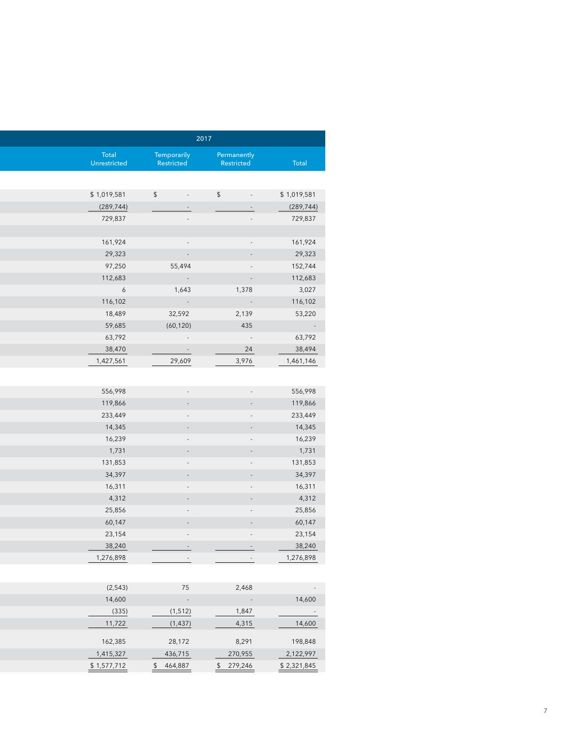| | 2017 | | | |
|---|---|---|---|---|
| | Total Unrestricted | Temporarily Restricted | Permanently Restricted | Total |
| | | | | |
| | $ 1,019,581 | $ - | $ - | $ 1,019,581 |
| | (289,744) | - | - | (289,744) |
| | 729,837 | - | - | 729,837 |
| | | | | |
| | 161,924 | - | - | 161,924 |
| | 29,323 | - | - | 29,323 |
| | 97,250 | 55,494 | - | 152,744 |
| | 112,683 | - | - | 112,683 |
| | 6 | 1,643 | 1,378 | 3,027 |
| | 116,102 | - | - | 116,102 |
| | 18,489 | 32,592 | 2,139 | 53,220 |
| | 59,685 | (60,120) | 435 | - |
| | 63,792 | - | - | 63,792 |
| | 38,470 | - | 24 | 38,494 |
| | 1,427,561 | 29,609 | 3,976 | 1,461,146 |
| | | | | |
| | 556,998 | - | - | 556,998 |
| | 119,866 | - | - | 119,866 |
| | 233,449 | - | - | 233,449 |
| | 14,345 | - | - | 14,345 |
| | 16,239 | - | - | 16,239 |
| | 1,731 | - | - | 1,731 |
| | 131,853 | - | - | 131,853 |
| | 34,397 | - | - | 34,397 |
| | 16,311 | - | - | 16,311 |
| | 4,312 | - | - | 4,312 |
| | 25,856 | - | - | 25,856 |
| | 60,147 | - | - | 60,147 |
| | 23,154 | - | - | 23,154 |
| | 38,240 | - | - | 38,240 |
| | 1,276,898 | - | - | 1,276,898 |
| | | | | |
| | (2,543) | 75 | 2,468 | - |
| | 14,600 | - | - | 14,600 |
| | (335) | (1,512) | 1,847 | - |
| | 11,722 | (1,437) | 4,315 | 14,600 |
| | | | | |
| | 162,385 | 28,172 | 8,291 | 198,848 |
| | 1,415,327 | 436,715 | 270,955 | 2,122,997 |
| | $ 1,577,712 | $ 464,887 | $ 279,246 | $ 2,321,845 |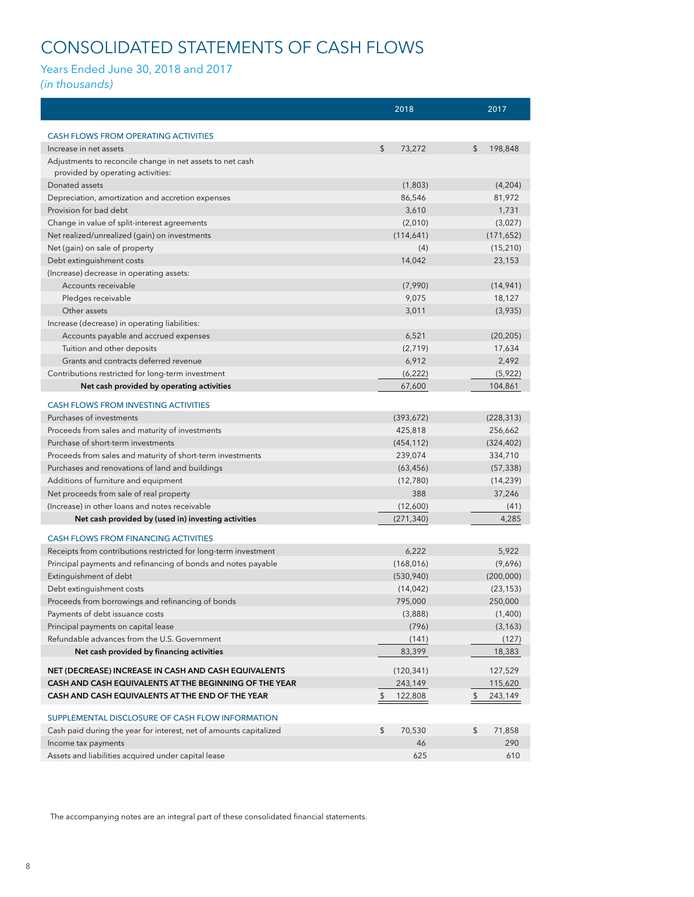# CONSOLIDATED STATEMENTS OF CASH FLOWS

Years Ended June 30, 2018 and 2017
*(in thousands)*

| | 2018 | 2017 |
|---|---|---|
| **CASH FLOWS FROM OPERATING ACTIVITIES** | | |
| Increase in net assets | $ 73,272 | $ 198,848 |
| Adjustments to reconcile change in net assets to net cash provided by operating activities: | | |
| Donated assets | (1,803) | (4,204) |
| Depreciation, amortization and accretion expenses | 86,546 | 81,972 |
| Provision for bad debt | 3,610 | 1,731 |
| Change in value of split-interest agreements | (2,010) | (3,027) |
| Net realized/unrealized (gain) on investments | (114,641) | (171,652) |
| Net (gain) on sale of property | (4) | (15,210) |
| Debt extinguishment costs | 14,042 | 23,153 |
| (Increase) decrease in operating assets: | | |
| Accounts receivable | (7,990) | (14,941) |
| Pledges receivable | 9,075 | 18,127 |
| Other assets | 3,011 | (3,935) |
| Increase (decrease) in operating liabilities: | | |
| Accounts payable and accrued expenses | 6,521 | (20,205) |
| Tuition and other deposits | (2,719) | 17,634 |
| Grants and contracts deferred revenue | 6,912 | 2,492 |
| Contributions restricted for long-term investment | (6,222) | (5,922) |
| **Net cash provided by operating activities** | 67,600 | 104,861 |
| **CASH FLOWS FROM INVESTING ACTIVITIES** | | |
| Purchases of investments | (393,672) | (228,313) |
| Proceeds from sales and maturity of investments | 425,818 | 256,662 |
| Purchase of short-term investments | (454,112) | (324,402) |
| Proceeds from sales and maturity of short-term investments | 239,074 | 334,710 |
| Purchases and renovations of land and buildings | (63,456) | (57,338) |
| Additions of furniture and equipment | (12,780) | (14,239) |
| Net proceeds from sale of real property | 388 | 37,246 |
| (Increase) in other loans and notes receivable | (12,600) | (41) |
| **Net cash provided by (used in) investing activities** | (271,340) | 4,285 |
| **CASH FLOWS FROM FINANCING ACTIVITIES** | | |
| Receipts from contributions restricted for long-term investment | 6,222 | 5,922 |
| Principal payments and refinancing of bonds and notes payable | (168,016) | (9,696) |
| Extinguishment of debt | (530,940) | (200,000) |
| Debt extinguishment costs | (14,042) | (23,153) |
| Proceeds from borrowings and refinancing of bonds | 795,000 | 250,000 |
| Payments of debt issuance costs | (3,888) | (1,400) |
| Principal payments on capital lease | (796) | (3,163) |
| Refundable advances from the U.S. Government | (141) | (127) |
| **Net cash provided by financing activities** | 83,399 | 18,383 |
| **NET (DECREASE) INCREASE IN CASH AND CASH EQUIVALENTS** | (120,341) | 127,529 |
| **CASH AND CASH EQUIVALENTS AT THE BEGINNING OF THE YEAR** | 243,149 | 115,620 |
| **CASH AND CASH EQUIVALENTS AT THE END OF THE YEAR** | $ 122,808 | $ 243,149 |
| **SUPPLEMENTAL DISCLOSURE OF CASH FLOW INFORMATION** | | |
| Cash paid during the year for interest, net of amounts capitalized | $ 70,530 | $ 71,858 |
| Income tax payments | 46 | 290 |
| Assets and liabilities acquired under capital lease | 625 | 610 |

The accompanying notes are an integral part of these consolidated financial statements.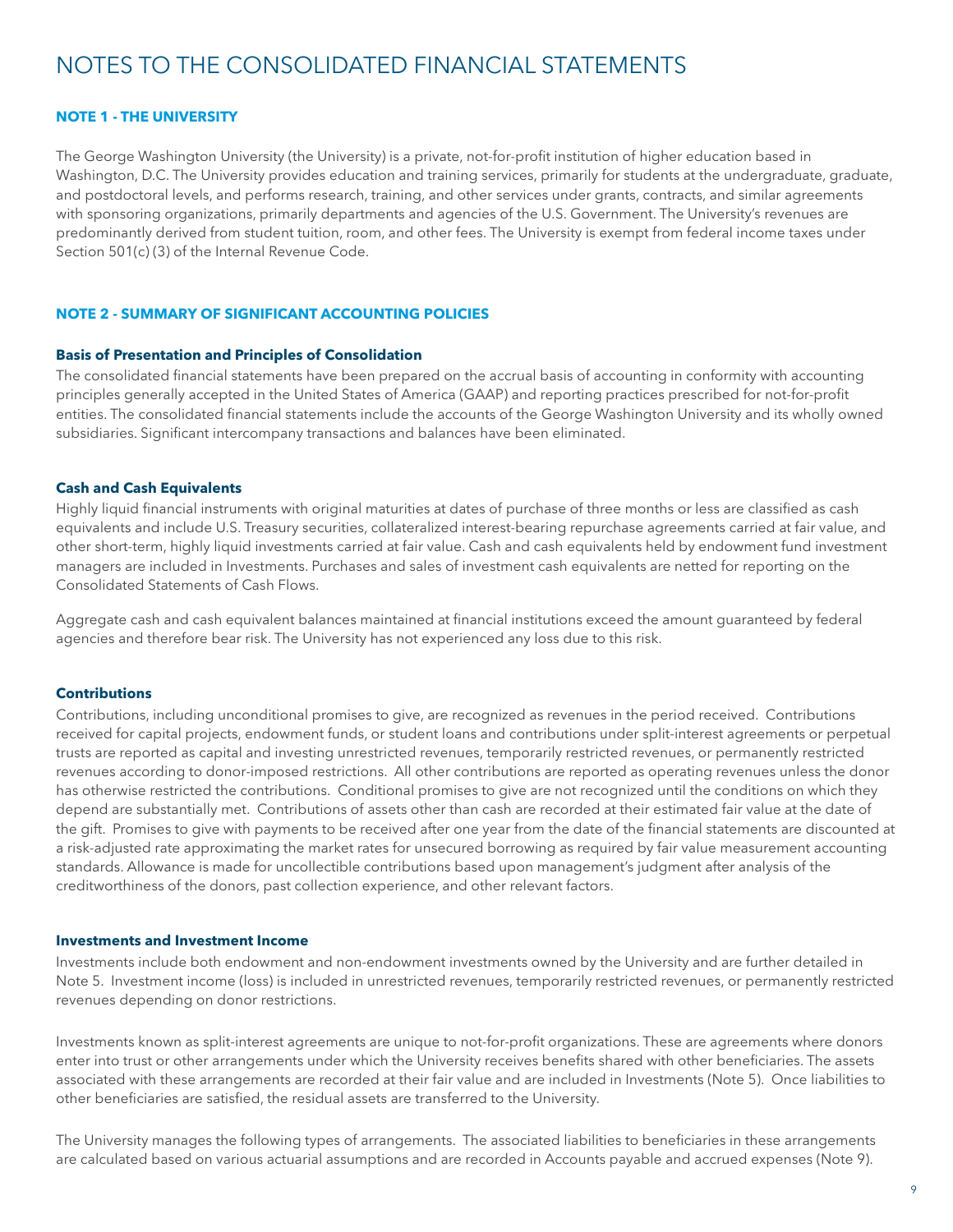# NOTES TO THE CONSOLIDATED FINANCIAL STATEMENTS

## NOTE 1 - THE UNIVERSITY

The George Washington University (the University) is a private, not-for-profit institution of higher education based in Washington, D.C. The University provides education and training services, primarily for students at the undergraduate, graduate, and postdoctoral levels, and performs research, training, and other services under grants, contracts, and similar agreements with sponsoring organizations, primarily departments and agencies of the U.S. Government. The University's revenues are predominantly derived from student tuition, room, and other fees. The University is exempt from federal income taxes under Section 501(c)(3) of the Internal Revenue Code.

## NOTE 2 - SUMMARY OF SIGNIFICANT ACCOUNTING POLICIES

### Basis of Presentation and Principles of Consolidation

The consolidated financial statements have been prepared on the accrual basis of accounting in conformity with accounting principles generally accepted in the United States of America (GAAP) and reporting practices prescribed for not-for-profit entities. The consolidated financial statements include the accounts of the George Washington University and its wholly owned subsidiaries. Significant intercompany transactions and balances have been eliminated.

### Cash and Cash Equivalents

Highly liquid financial instruments with original maturities at dates of purchase of three months or less are classified as cash equivalents and include U.S. Treasury securities, collateralized interest-bearing repurchase agreements carried at fair value, and other short-term, highly liquid investments carried at fair value. Cash and cash equivalents held by endowment fund investment managers are included in Investments. Purchases and sales of investment cash equivalents are netted for reporting on the Consolidated Statements of Cash Flows.

Aggregate cash and cash equivalent balances maintained at financial institutions exceed the amount guaranteed by federal agencies and therefore bear risk. The University has not experienced any loss due to this risk.

### Contributions

Contributions, including unconditional promises to give, are recognized as revenues in the period received. Contributions received for capital projects, endowment funds, or student loans and contributions under split-interest agreements or perpetual trusts are reported as capital and investing unrestricted revenues, temporarily restricted revenues, or permanently restricted revenues according to donor-imposed restrictions. All other contributions are reported as operating revenues unless the donor has otherwise restricted the contributions. Conditional promises to give are not recognized until the conditions on which they depend are substantially met. Contributions of assets other than cash are recorded at their estimated fair value at the date of the gift. Promises to give with payments to be received after one year from the date of the financial statements are discounted at a risk-adjusted rate approximating the market rates for unsecured borrowing as required by fair value measurement accounting standards. Allowance is made for uncollectible contributions based upon management's judgment after analysis of the creditworthiness of the donors, past collection experience, and other relevant factors.

### Investments and Investment Income

Investments include both endowment and non-endowment investments owned by the University and are further detailed in Note 5. Investment income (loss) is included in unrestricted revenues, temporarily restricted revenues, or permanently restricted revenues depending on donor restrictions.

Investments known as split-interest agreements are unique to not-for-profit organizations. These are agreements where donors enter into trust or other arrangements under which the University receives benefits shared with other beneficiaries. The assets associated with these arrangements are recorded at their fair value and are included in Investments (Note 5). Once liabilities to other beneficiaries are satisfied, the residual assets are transferred to the University.

The University manages the following types of arrangements. The associated liabilities to beneficiaries in these arrangements are calculated based on various actuarial assumptions and are recorded in Accounts payable and accrued expenses (Note 9).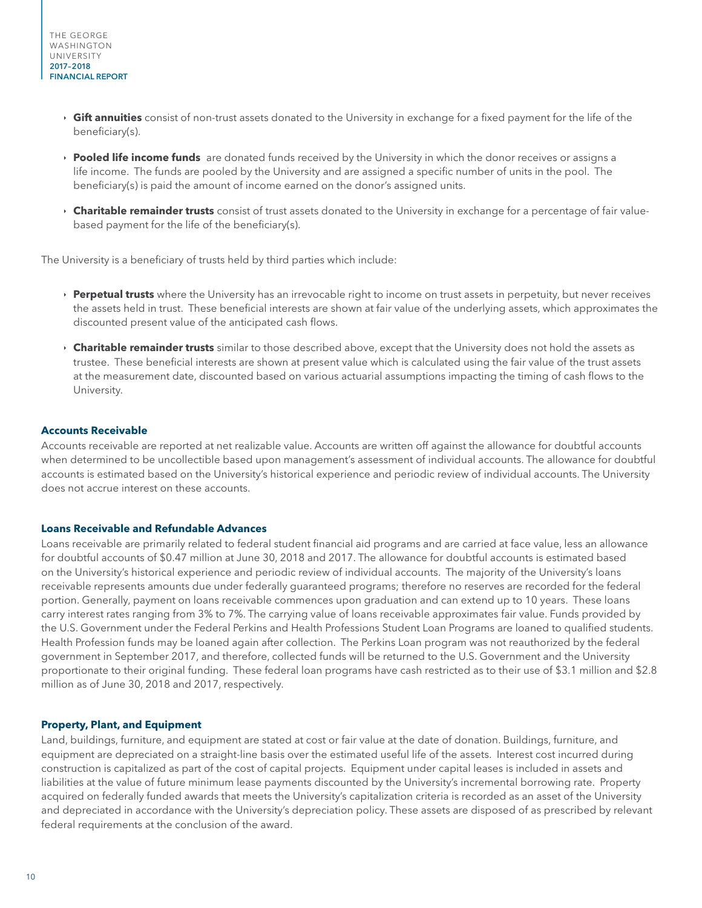- **Gift annuities** consist of non-trust assets donated to the University in exchange for a fixed payment for the life of the beneficiary(s).
- **Pooled life income funds** are donated funds received by the University in which the donor receives or assigns a life income. The funds are pooled by the University and are assigned a specific number of units in the pool. The beneficiary(s) is paid the amount of income earned on the donor's assigned units.
- **Charitable remainder trusts** consist of trust assets donated to the University in exchange for a percentage of fair value-based payment for the life of the beneficiary(s).

The University is a beneficiary of trusts held by third parties which include:

- **Perpetual trusts** where the University has an irrevocable right to income on trust assets in perpetuity, but never receives the assets held in trust. These beneficial interests are shown at fair value of the underlying assets, which approximates the discounted present value of the anticipated cash flows.
- **Charitable remainder trusts** similar to those described above, except that the University does not hold the assets as trustee. These beneficial interests are shown at present value which is calculated using the fair value of the trust assets at the measurement date, discounted based on various actuarial assumptions impacting the timing of cash flows to the University.

### Accounts Receivable

Accounts receivable are reported at net realizable value. Accounts are written off against the allowance for doubtful accounts when determined to be uncollectible based upon management's assessment of individual accounts. The allowance for doubtful accounts is estimated based on the University's historical experience and periodic review of individual accounts. The University does not accrue interest on these accounts.

### Loans Receivable and Refundable Advances

Loans receivable are primarily related to federal student financial aid programs and are carried at face value, less an allowance for doubtful accounts of \$0.47 million at June 30, 2018 and 2017. The allowance for doubtful accounts is estimated based on the University's historical experience and periodic review of individual accounts. The majority of the University's loans receivable represents amounts due under federally guaranteed programs; therefore no reserves are recorded for the federal portion. Generally, payment on loans receivable commences upon graduation and can extend up to 10 years. These loans carry interest rates ranging from 3% to 7%. The carrying value of loans receivable approximates fair value. Funds provided by the U.S. Government under the Federal Perkins and Health Professions Student Loan Programs are loaned to qualified students. Health Profession funds may be loaned again after collection. The Perkins Loan program was not reauthorized by the federal government in September 2017, and therefore, collected funds will be returned to the U.S. Government and the University proportionate to their original funding. These federal loan programs have cash restricted as to their use of \$3.1 million and \$2.8 million as of June 30, 2018 and 2017, respectively.

### Property, Plant, and Equipment

Land, buildings, furniture, and equipment are stated at cost or fair value at the date of donation. Buildings, furniture, and equipment are depreciated on a straight-line basis over the estimated useful life of the assets. Interest cost incurred during construction is capitalized as part of the cost of capital projects. Equipment under capital leases is included in assets and liabilities at the value of future minimum lease payments discounted by the University's incremental borrowing rate. Property acquired on federally funded awards that meets the University's capitalization criteria is recorded as an asset of the University and depreciated in accordance with the University's depreciation policy. These assets are disposed of as prescribed by relevant federal requirements at the conclusion of the award.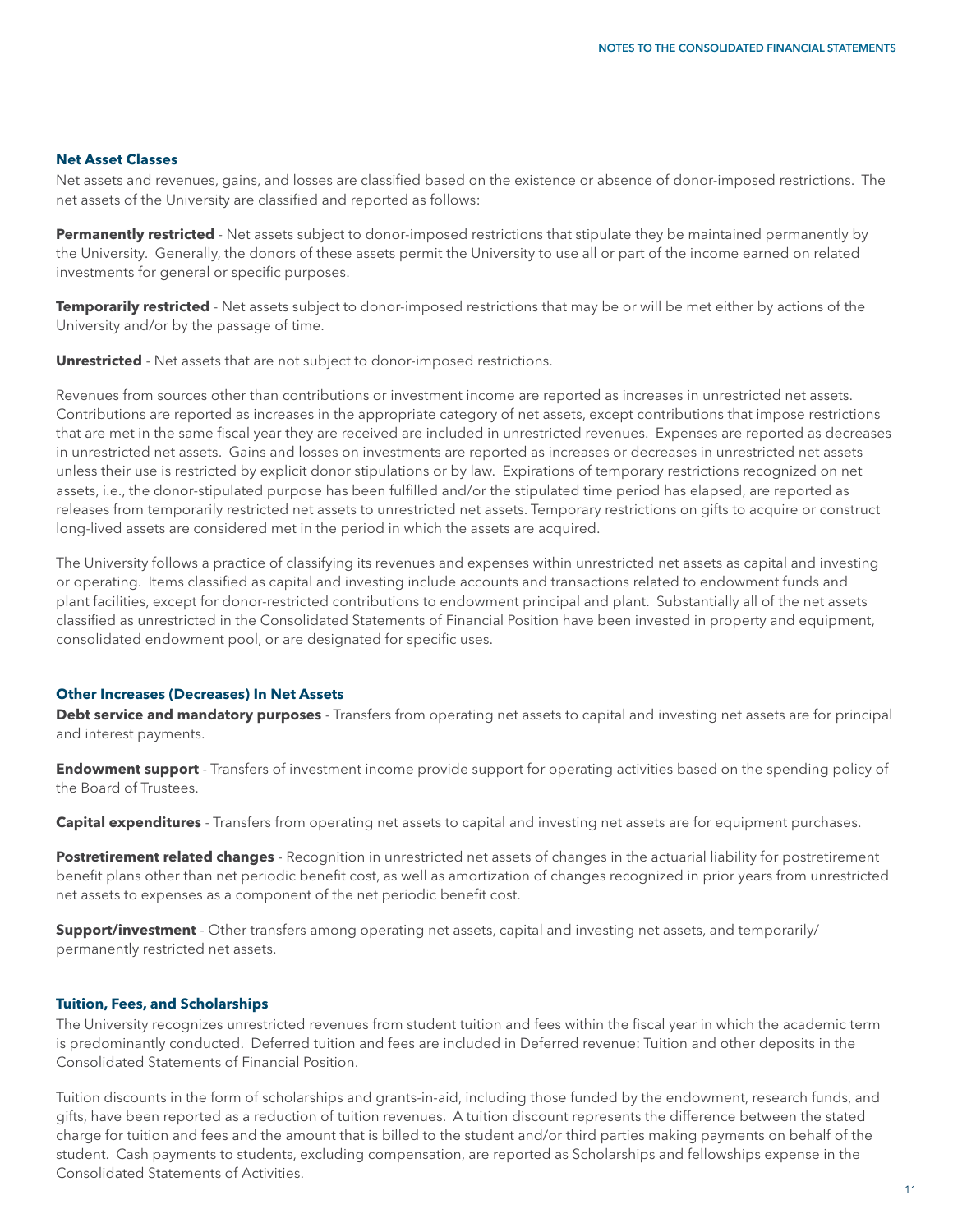### Net Asset Classes

Net assets and revenues, gains, and losses are classified based on the existence or absence of donor-imposed restrictions. The net assets of the University are classified and reported as follows:

**Permanently restricted** - Net assets subject to donor-imposed restrictions that stipulate they be maintained permanently by the University. Generally, the donors of these assets permit the University to use all or part of the income earned on related investments for general or specific purposes.

**Temporarily restricted** - Net assets subject to donor-imposed restrictions that may be or will be met either by actions of the University and/or by the passage of time.

**Unrestricted** - Net assets that are not subject to donor-imposed restrictions.

Revenues from sources other than contributions or investment income are reported as increases in unrestricted net assets. Contributions are reported as increases in the appropriate category of net assets, except contributions that impose restrictions that are met in the same fiscal year they are received are included in unrestricted revenues. Expenses are reported as decreases in unrestricted net assets. Gains and losses on investments are reported as increases or decreases in unrestricted net assets unless their use is restricted by explicit donor stipulations or by law. Expirations of temporary restrictions recognized on net assets, i.e., the donor-stipulated purpose has been fulfilled and/or the stipulated time period has elapsed, are reported as releases from temporarily restricted net assets to unrestricted net assets. Temporary restrictions on gifts to acquire or construct long-lived assets are considered met in the period in which the assets are acquired.

The University follows a practice of classifying its revenues and expenses within unrestricted net assets as capital and investing or operating. Items classified as capital and investing include accounts and transactions related to endowment funds and plant facilities, except for donor-restricted contributions to endowment principal and plant. Substantially all of the net assets classified as unrestricted in the Consolidated Statements of Financial Position have been invested in property and equipment, consolidated endowment pool, or are designated for specific uses.

### Other Increases (Decreases) In Net Assets

**Debt service and mandatory purposes** - Transfers from operating net assets to capital and investing net assets are for principal and interest payments.

**Endowment support** - Transfers of investment income provide support for operating activities based on the spending policy of the Board of Trustees.

**Capital expenditures** - Transfers from operating net assets to capital and investing net assets are for equipment purchases.

**Postretirement related changes** - Recognition in unrestricted net assets of changes in the actuarial liability for postretirement benefit plans other than net periodic benefit cost, as well as amortization of changes recognized in prior years from unrestricted net assets to expenses as a component of the net periodic benefit cost.

**Support/investment** - Other transfers among operating net assets, capital and investing net assets, and temporarily/permanently restricted net assets.

### Tuition, Fees, and Scholarships

The University recognizes unrestricted revenues from student tuition and fees within the fiscal year in which the academic term is predominantly conducted. Deferred tuition and fees are included in Deferred revenue: Tuition and other deposits in the Consolidated Statements of Financial Position.

Tuition discounts in the form of scholarships and grants-in-aid, including those funded by the endowment, research funds, and gifts, have been reported as a reduction of tuition revenues. A tuition discount represents the difference between the stated charge for tuition and fees and the amount that is billed to the student and/or third parties making payments on behalf of the student. Cash payments to students, excluding compensation, are reported as Scholarships and fellowships expense in the Consolidated Statements of Activities.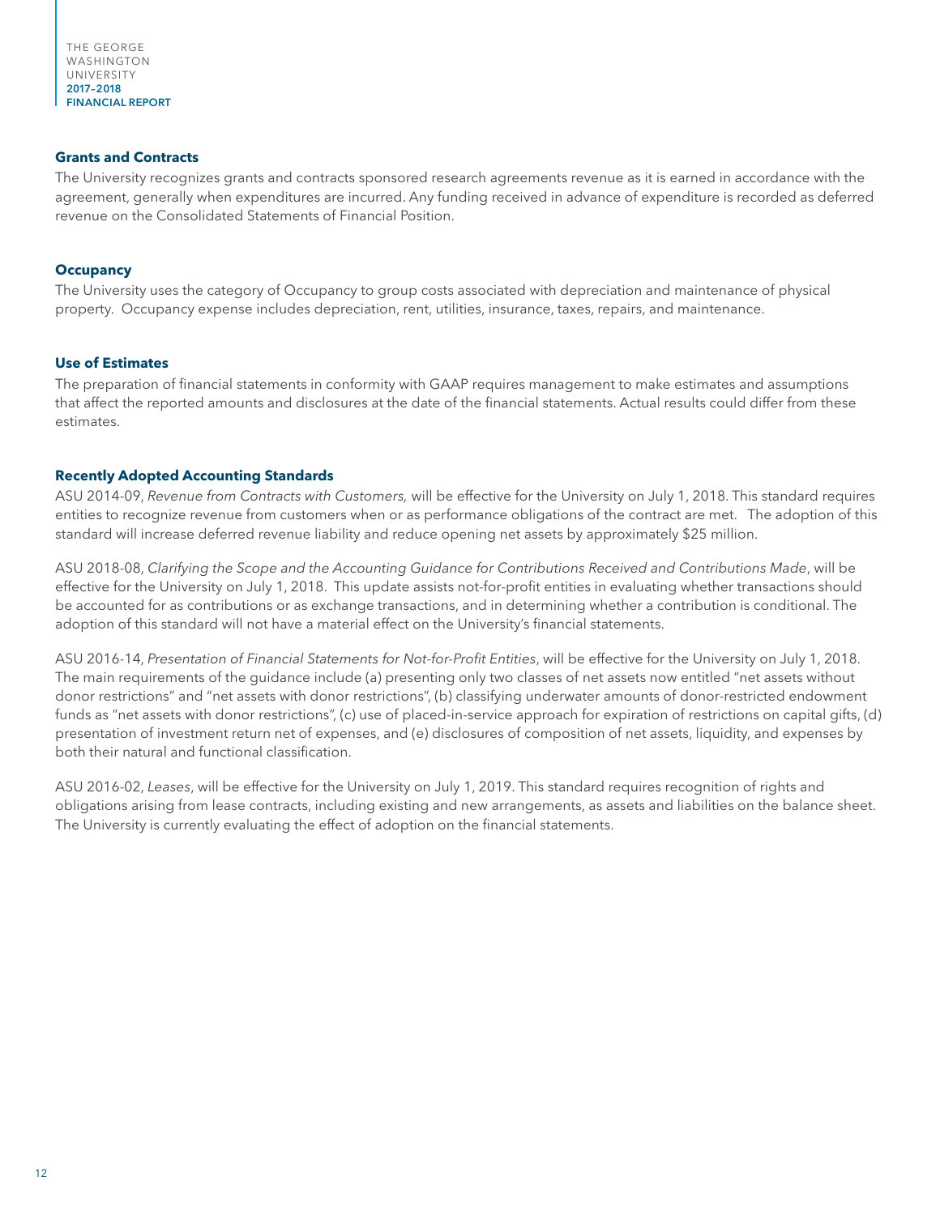### Grants and Contracts

The University recognizes grants and contracts sponsored research agreements revenue as it is earned in accordance with the agreement, generally when expenditures are incurred. Any funding received in advance of expenditure is recorded as deferred revenue on the Consolidated Statements of Financial Position.

### Occupancy

The University uses the category of Occupancy to group costs associated with depreciation and maintenance of physical property. Occupancy expense includes depreciation, rent, utilities, insurance, taxes, repairs, and maintenance.

### Use of Estimates

The preparation of financial statements in conformity with GAAP requires management to make estimates and assumptions that affect the reported amounts and disclosures at the date of the financial statements. Actual results could differ from these estimates.

### Recently Adopted Accounting Standards

ASU 2014-09, *Revenue from Contracts with Customers,* will be effective for the University on July 1, 2018. This standard requires entities to recognize revenue from customers when or as performance obligations of the contract are met. The adoption of this standard will increase deferred revenue liability and reduce opening net assets by approximately $25 million.

ASU 2018-08, *Clarifying the Scope and the Accounting Guidance for Contributions Received and Contributions Made*, will be effective for the University on July 1, 2018. This update assists not-for-profit entities in evaluating whether transactions should be accounted for as contributions or as exchange transactions, and in determining whether a contribution is conditional. The adoption of this standard will not have a material effect on the University's financial statements.

ASU 2016-14, *Presentation of Financial Statements for Not-for-Profit Entities*, will be effective for the University on July 1, 2018. The main requirements of the guidance include (a) presenting only two classes of net assets now entitled "net assets without donor restrictions" and "net assets with donor restrictions", (b) classifying underwater amounts of donor-restricted endowment funds as "net assets with donor restrictions", (c) use of placed-in-service approach for expiration of restrictions on capital gifts, (d) presentation of investment return net of expenses, and (e) disclosures of composition of net assets, liquidity, and expenses by both their natural and functional classification.

ASU 2016-02, *Leases*, will be effective for the University on July 1, 2019. This standard requires recognition of rights and obligations arising from lease contracts, including existing and new arrangements, as assets and liabilities on the balance sheet. The University is currently evaluating the effect of adoption on the financial statements.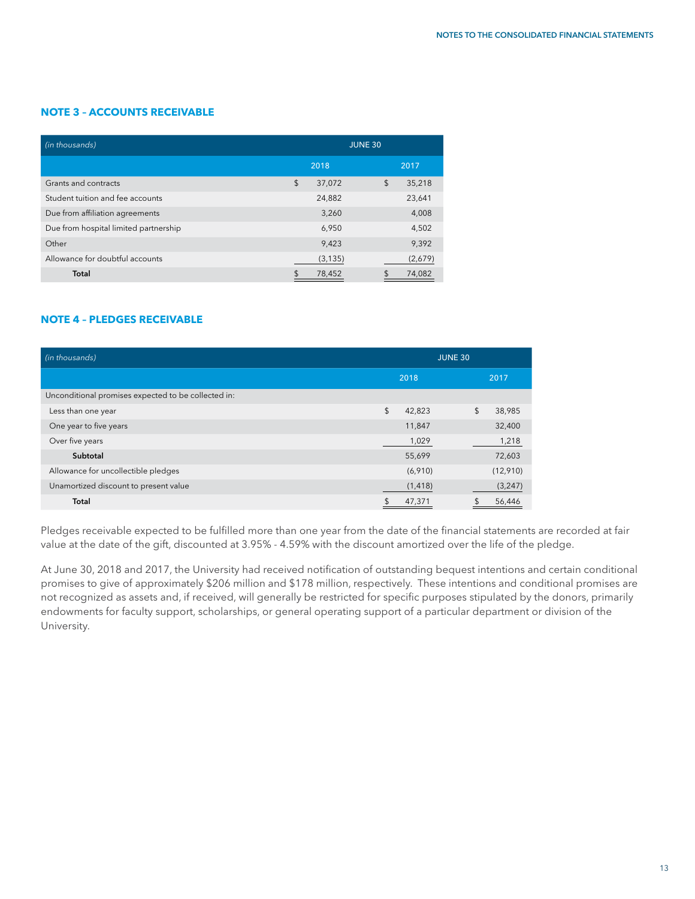## NOTE 3 – ACCOUNTS RECEIVABLE

| *(in thousands)* | JUNE 30 | |
|---|---|---|
| | 2018 | 2017 |
| Grants and contracts | $ 37,072 | $ 35,218 |
| Student tuition and fee accounts | 24,882 | 23,641 |
| Due from affiliation agreements | 3,260 | 4,008 |
| Due from hospital limited partnership | 6,950 | 4,502 |
| Other | 9,423 | 9,392 |
| Allowance for doubtful accounts | (3,135) | (2,679) |
| **Total** | $ 78,452 | $ 74,082 |

## NOTE 4 – PLEDGES RECEIVABLE

| *(in thousands)* | JUNE 30 | |
|---|---|---|
| | 2018 | 2017 |
| Unconditional promises expected to be collected in: | | |
| Less than one year | $ 42,823 | $ 38,985 |
| One year to five years | 11,847 | 32,400 |
| Over five years | 1,029 | 1,218 |
| **Subtotal** | 55,699 | 72,603 |
| Allowance for uncollectible pledges | (6,910) | (12,910) |
| Unamortized discount to present value | (1,418) | (3,247) |
| **Total** | $ 47,371 | $ 56,446 |

Pledges receivable expected to be fulfilled more than one year from the date of the financial statements are recorded at fair value at the date of the gift, discounted at 3.95% - 4.59% with the discount amortized over the life of the pledge.

At June 30, 2018 and 2017, the University had received notification of outstanding bequest intentions and certain conditional promises to give of approximately $206 million and $178 million, respectively. These intentions and conditional promises are not recognized as assets and, if received, will generally be restricted for specific purposes stipulated by the donors, primarily endowments for faculty support, scholarships, or general operating support of a particular department or division of the University.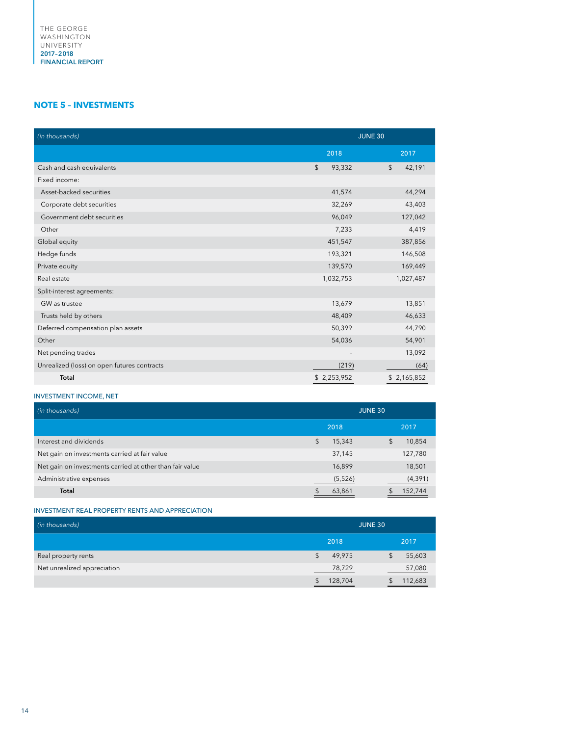## NOTE 5 – INVESTMENTS

| *(in thousands)* | JUNE 30 | |
|---|---|---|
| | 2018 | 2017 |
| Cash and cash equivalents | $ 93,332 | $ 42,191 |
| Fixed income: | | |
| Asset-backed securities | 41,574 | 44,294 |
| Corporate debt securities | 32,269 | 43,403 |
| Government debt securities | 96,049 | 127,042 |
| Other | 7,233 | 4,419 |
| Global equity | 451,547 | 387,856 |
| Hedge funds | 193,321 | 146,508 |
| Private equity | 139,570 | 169,449 |
| Real estate | 1,032,753 | 1,027,487 |
| Split-interest agreements: | | |
| GW as trustee | 13,679 | 13,851 |
| Trusts held by others | 48,409 | 46,633 |
| Deferred compensation plan assets | 50,399 | 44,790 |
| Other | 54,036 | 54,901 |
| Net pending trades | - | 13,092 |
| Unrealized (loss) on open futures contracts | (219) | (64) |
| **Total** | $ 2,253,952 | $ 2,165,852 |

### INVESTMENT INCOME, NET

| *(in thousands)* | JUNE 30 | |
|---|---|---|
| | 2018 | 2017 |
| Interest and dividends | $ 15,343 | $ 10,854 |
| Net gain on investments carried at fair value | 37,145 | 127,780 |
| Net gain on investments carried at other than fair value | 16,899 | 18,501 |
| Administrative expenses | (5,526) | (4,391) |
| **Total** | $ 63,861 | $ 152,744 |

### INVESTMENT REAL PROPERTY RENTS AND APPRECIATION

| *(in thousands)* | JUNE 30 | |
|---|---|---|
| | 2018 | 2017 |
| Real property rents | $ 49,975 | $ 55,603 |
| Net unrealized appreciation | 78,729 | 57,080 |
| | $ 128,704 | $ 112,683 |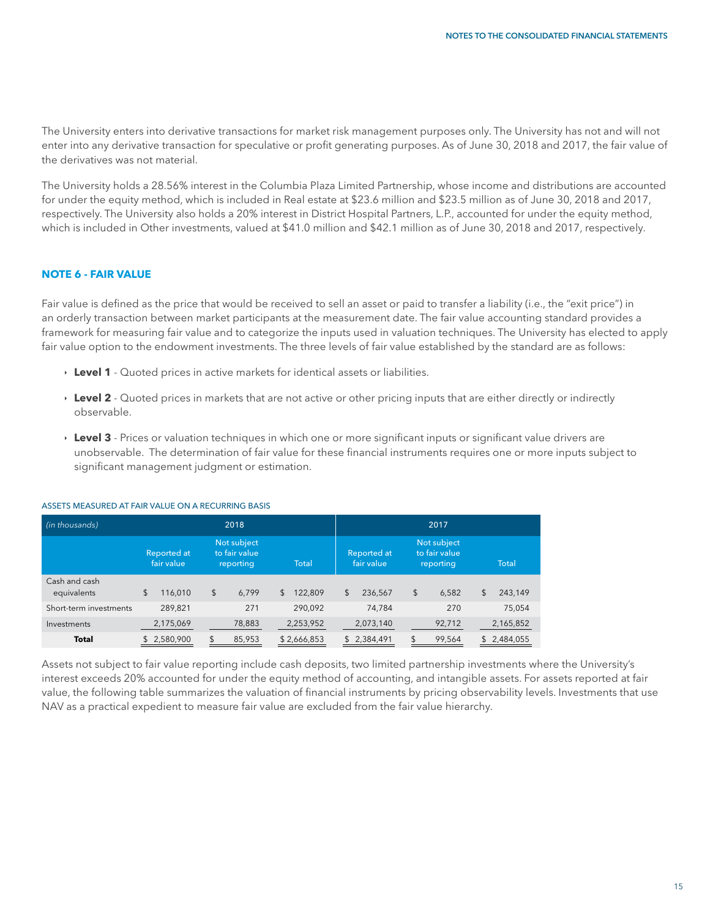The University enters into derivative transactions for market risk management purposes only. The University has not and will not enter into any derivative transaction for speculative or profit generating purposes. As of June 30, 2018 and 2017, the fair value of the derivatives was not material.

The University holds a 28.56% interest in the Columbia Plaza Limited Partnership, whose income and distributions are accounted for under the equity method, which is included in Real estate at $23.6 million and $23.5 million as of June 30, 2018 and 2017, respectively. The University also holds a 20% interest in District Hospital Partners, L.P., accounted for under the equity method, which is included in Other investments, valued at $41.0 million and $42.1 million as of June 30, 2018 and 2017, respectively.

## NOTE 6 - FAIR VALUE

Fair value is defined as the price that would be received to sell an asset or paid to transfer a liability (i.e., the "exit price") in an orderly transaction between market participants at the measurement date. The fair value accounting standard provides a framework for measuring fair value and to categorize the inputs used in valuation techniques. The University has elected to apply fair value option to the endowment investments. The three levels of fair value established by the standard are as follows:

- **Level 1** - Quoted prices in active markets for identical assets or liabilities.
- **Level 2** - Quoted prices in markets that are not active or other pricing inputs that are either directly or indirectly observable.
- **Level 3** - Prices or valuation techniques in which one or more significant inputs or significant value drivers are unobservable. The determination of fair value for these financial instruments requires one or more inputs subject to significant management judgment or estimation.

ASSETS MEASURED AT FAIR VALUE ON A RECURRING BASIS

| *(in thousands)* | 2018 | | | 2017 | | |
|---|---|---|---|---|---|---|
| | Reported at fair value | Not subject to fair value reporting | Total | Reported at fair value | Not subject to fair value reporting | Total |
| Cash and cash equivalents | $ 116,010 | $ 6,799 | $ 122,809 | $ 236,567 | $ 6,582 | $ 243,149 |
| Short-term investments | 289,821 | 271 | 290,092 | 74,784 | 270 | 75,054 |
| Investments | 2,175,069 | 78,883 | 2,253,952 | 2,073,140 | 92,712 | 2,165,852 |
| **Total** | $ 2,580,900 | $ 85,953 | $ 2,666,853 | $ 2,384,491 | $ 99,564 | $ 2,484,055 |

Assets not subject to fair value reporting include cash deposits, two limited partnership investments where the University's interest exceeds 20% accounted for under the equity method of accounting, and intangible assets. For assets reported at fair value, the following table summarizes the valuation of financial instruments by pricing observability levels. Investments that use NAV as a practical expedient to measure fair value are excluded from the fair value hierarchy.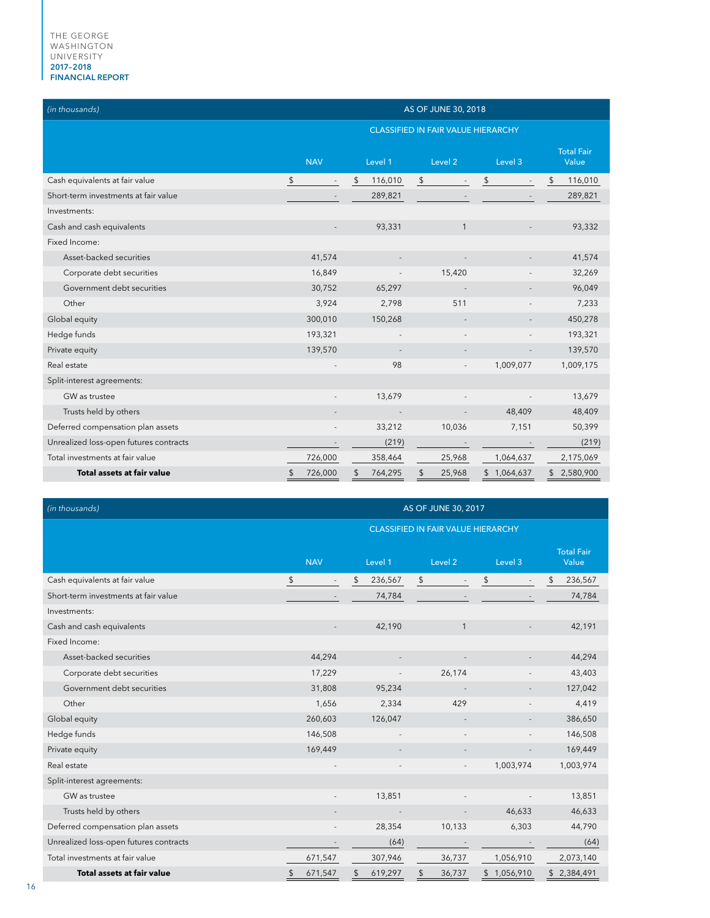| (in thousands) | AS OF JUNE 30, 2018 | | | | |
|---|---|---|---|---|---|
| | CLASSIFIED IN FAIR VALUE HIERARCHY | | | | |
| | NAV | Level 1 | Level 2 | Level 3 | Total Fair Value |
| Cash equivalents at fair value | $ - | $ 116,010 | $ - | $ - | $ 116,010 |
| Short-term investments at fair value | - | 289,821 | - | - | 289,821 |
| Investments: | | | | | |
| Cash and cash equivalents | - | 93,331 | 1 | - | 93,332 |
| Fixed Income: | | | | | |
| Asset-backed securities | 41,574 | - | - | - | 41,574 |
| Corporate debt securities | 16,849 | - | 15,420 | - | 32,269 |
| Government debt securities | 30,752 | 65,297 | - | - | 96,049 |
| Other | 3,924 | 2,798 | 511 | - | 7,233 |
| Global equity | 300,010 | 150,268 | - | - | 450,278 |
| Hedge funds | 193,321 | - | - | - | 193,321 |
| Private equity | 139,570 | - | - | - | 139,570 |
| Real estate | - | 98 | - | 1,009,077 | 1,009,175 |
| Split-interest agreements: | | | | | |
| GW as trustee | - | 13,679 | - | - | 13,679 |
| Trusts held by others | - | - | - | 48,409 | 48,409 |
| Deferred compensation plan assets | - | 33,212 | 10,036 | 7,151 | 50,399 |
| Unrealized loss-open futures contracts | - | (219) | - | - | (219) |
| Total investments at fair value | 726,000 | 358,464 | 25,968 | 1,064,637 | 2,175,069 |
| **Total assets at fair value** | $ 726,000 | $ 764,295 | $ 25,968 | $ 1,064,637 | $ 2,580,900 |

| (in thousands) | AS OF JUNE 30, 2017 | | | | |
|---|---|---|---|---|---|
| | CLASSIFIED IN FAIR VALUE HIERARCHY | | | | |
| | NAV | Level 1 | Level 2 | Level 3 | Total Fair Value |
| Cash equivalents at fair value | $ - | $ 236,567 | $ - | $ - | $ 236,567 |
| Short-term investments at fair value | - | 74,784 | - | - | 74,784 |
| Investments: | | | | | |
| Cash and cash equivalents | - | 42,190 | 1 | - | 42,191 |
| Fixed Income: | | | | | |
| Asset-backed securities | 44,294 | - | - | - | 44,294 |
| Corporate debt securities | 17,229 | - | 26,174 | - | 43,403 |
| Government debt securities | 31,808 | 95,234 | - | - | 127,042 |
| Other | 1,656 | 2,334 | 429 | - | 4,419 |
| Global equity | 260,603 | 126,047 | - | - | 386,650 |
| Hedge funds | 146,508 | - | - | - | 146,508 |
| Private equity | 169,449 | - | - | - | 169,449 |
| Real estate | - | - | - | 1,003,974 | 1,003,974 |
| Split-interest agreements: | | | | | |
| GW as trustee | - | 13,851 | - | - | 13,851 |
| Trusts held by others | - | - | - | 46,633 | 46,633 |
| Deferred compensation plan assets | - | 28,354 | 10,133 | 6,303 | 44,790 |
| Unrealized loss-open futures contracts | - | (64) | - | - | (64) |
| Total investments at fair value | 671,547 | 307,946 | 36,737 | 1,056,910 | 2,073,140 |
| **Total assets at fair value** | $ 671,547 | $ 619,297 | $ 36,737 | $ 1,056,910 | $ 2,384,491 |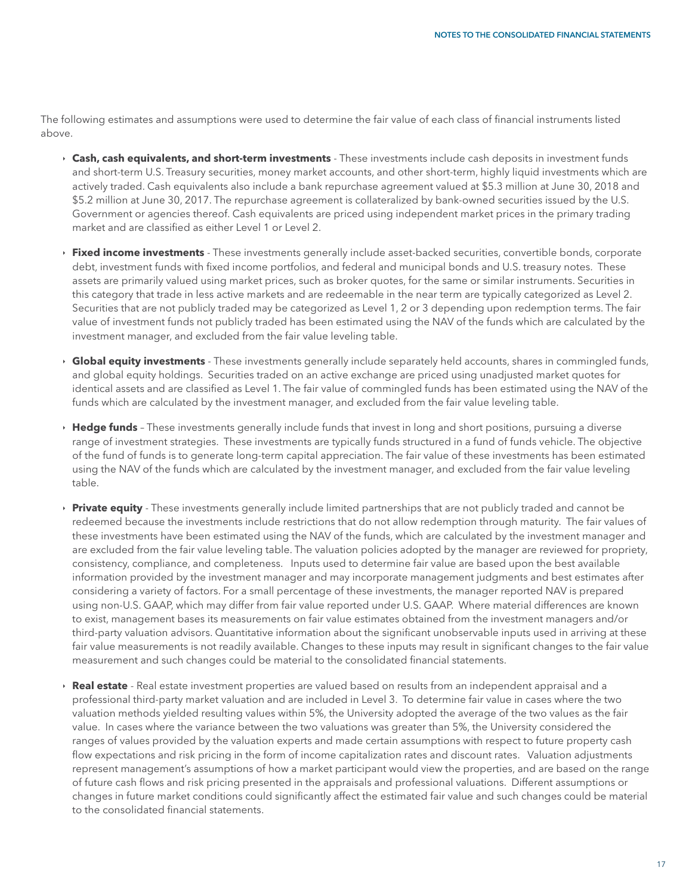The following estimates and assumptions were used to determine the fair value of each class of financial instruments listed above.

- **Cash, cash equivalents, and short-term investments** - These investments include cash deposits in investment funds and short-term U.S. Treasury securities, money market accounts, and other short-term, highly liquid investments which are actively traded. Cash equivalents also include a bank repurchase agreement valued at $5.3 million at June 30, 2018 and $5.2 million at June 30, 2017. The repurchase agreement is collateralized by bank-owned securities issued by the U.S. Government or agencies thereof. Cash equivalents are priced using independent market prices in the primary trading market and are classified as either Level 1 or Level 2.

- **Fixed income investments** - These investments generally include asset-backed securities, convertible bonds, corporate debt, investment funds with fixed income portfolios, and federal and municipal bonds and U.S. treasury notes. These assets are primarily valued using market prices, such as broker quotes, for the same or similar instruments. Securities in this category that trade in less active markets and are redeemable in the near term are typically categorized as Level 2. Securities that are not publicly traded may be categorized as Level 1, 2 or 3 depending upon redemption terms. The fair value of investment funds not publicly traded has been estimated using the NAV of the funds which are calculated by the investment manager, and excluded from the fair value leveling table.

- **Global equity investments** - These investments generally include separately held accounts, shares in commingled funds, and global equity holdings. Securities traded on an active exchange are priced using unadjusted market quotes for identical assets and are classified as Level 1. The fair value of commingled funds has been estimated using the NAV of the funds which are calculated by the investment manager, and excluded from the fair value leveling table.

- **Hedge funds** – These investments generally include funds that invest in long and short positions, pursuing a diverse range of investment strategies. These investments are typically funds structured in a fund of funds vehicle. The objective of the fund of funds is to generate long-term capital appreciation. The fair value of these investments has been estimated using the NAV of the funds which are calculated by the investment manager, and excluded from the fair value leveling table.

- **Private equity** - These investments generally include limited partnerships that are not publicly traded and cannot be redeemed because the investments include restrictions that do not allow redemption through maturity. The fair values of these investments have been estimated using the NAV of the funds, which are calculated by the investment manager and are excluded from the fair value leveling table. The valuation policies adopted by the manager are reviewed for propriety, consistency, compliance, and completeness. Inputs used to determine fair value are based upon the best available information provided by the investment manager and may incorporate management judgments and best estimates after considering a variety of factors. For a small percentage of these investments, the manager reported NAV is prepared using non-U.S. GAAP, which may differ from fair value reported under U.S. GAAP. Where material differences are known to exist, management bases its measurements on fair value estimates obtained from the investment managers and/or third-party valuation advisors. Quantitative information about the significant unobservable inputs used in arriving at these fair value measurements is not readily available. Changes to these inputs may result in significant changes to the fair value measurement and such changes could be material to the consolidated financial statements.

- **Real estate** - Real estate investment properties are valued based on results from an independent appraisal and a professional third-party market valuation and are included in Level 3. To determine fair value in cases where the two valuation methods yielded resulting values within 5%, the University adopted the average of the two values as the fair value. In cases where the variance between the two valuations was greater than 5%, the University considered the ranges of values provided by the valuation experts and made certain assumptions with respect to future property cash flow expectations and risk pricing in the form of income capitalization rates and discount rates. Valuation adjustments represent management's assumptions of how a market participant would view the properties, and are based on the range of future cash flows and risk pricing presented in the appraisals and professional valuations. Different assumptions or changes in future market conditions could significantly affect the estimated fair value and such changes could be material to the consolidated financial statements.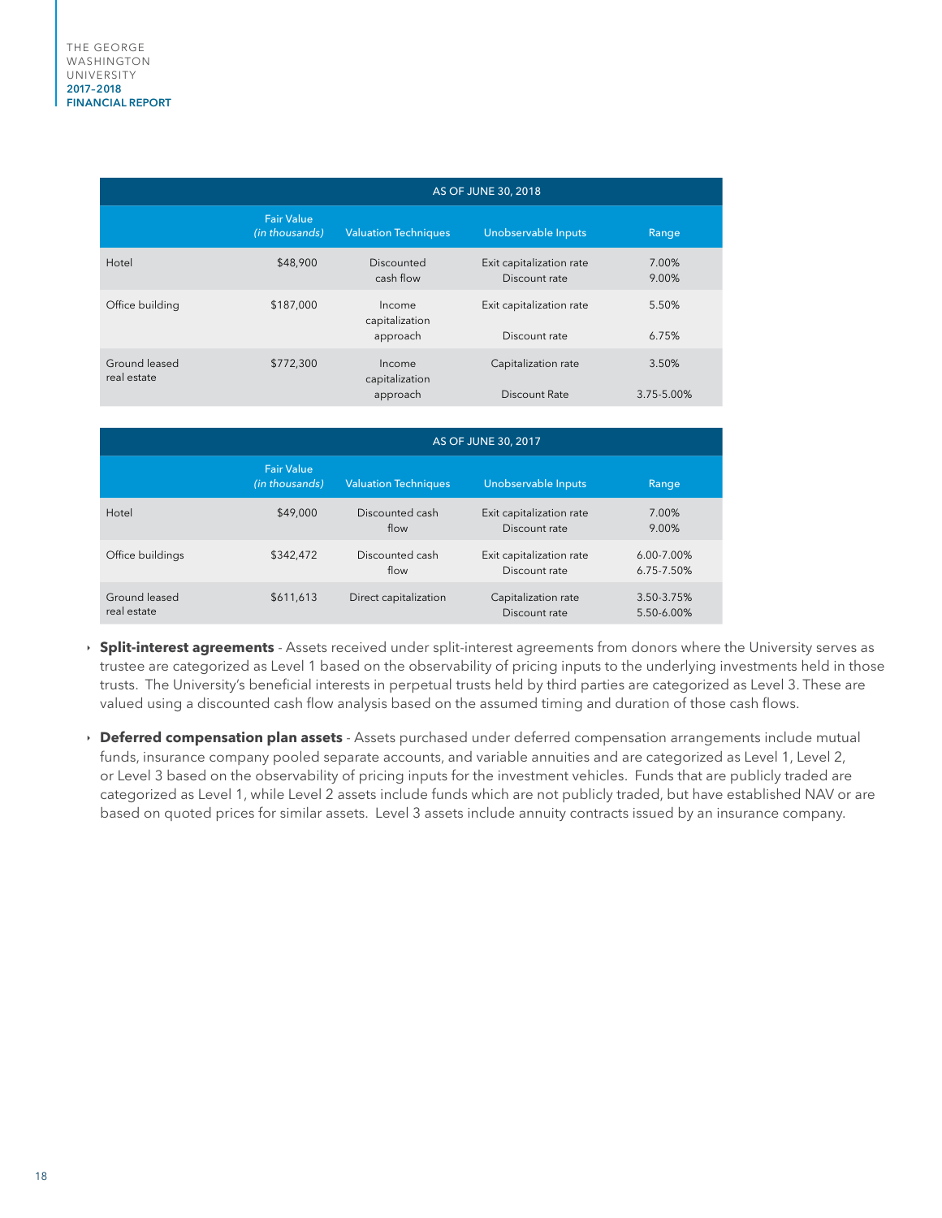| AS OF JUNE 30, 2018 | | | | |
|---|---|---|---|---|
| | Fair Value *(in thousands)* | Valuation Techniques | Unobservable Inputs | Range |
| Hotel | $48,900 | Discounted cash flow | Exit capitalization rate<br>Discount rate | 7.00%<br>9.00% |
| Office building | $187,000 | Income capitalization approach | Exit capitalization rate<br>Discount rate | 5.50%<br>6.75% |
| Ground leased real estate | $772,300 | Income capitalization approach | Capitalization rate<br>Discount Rate | 3.50%<br>3.75-5.00% |

| AS OF JUNE 30, 2017 | | | | |
|---|---|---|---|---|
| | Fair Value *(in thousands)* | Valuation Techniques | Unobservable Inputs | Range |
| Hotel | $49,000 | Discounted cash flow | Exit capitalization rate<br>Discount rate | 7.00%<br>9.00% |
| Office buildings | $342,472 | Discounted cash flow | Exit capitalization rate<br>Discount rate | 6.00-7.00%<br>6.75-7.50% |
| Ground leased real estate | $611,613 | Direct capitalization | Capitalization rate<br>Discount rate | 3.50-3.75%<br>5.50-6.00% |

- **Split-interest agreements** - Assets received under split-interest agreements from donors where the University serves as trustee are categorized as Level 1 based on the observability of pricing inputs to the underlying investments held in those trusts. The University's beneficial interests in perpetual trusts held by third parties are categorized as Level 3. These are valued using a discounted cash flow analysis based on the assumed timing and duration of those cash flows.

- **Deferred compensation plan assets** - Assets purchased under deferred compensation arrangements include mutual funds, insurance company pooled separate accounts, and variable annuities and are categorized as Level 1, Level 2, or Level 3 based on the observability of pricing inputs for the investment vehicles. Funds that are publicly traded are categorized as Level 1, while Level 2 assets include funds which are not publicly traded, but have established NAV or are based on quoted prices for similar assets. Level 3 assets include annuity contracts issued by an insurance company.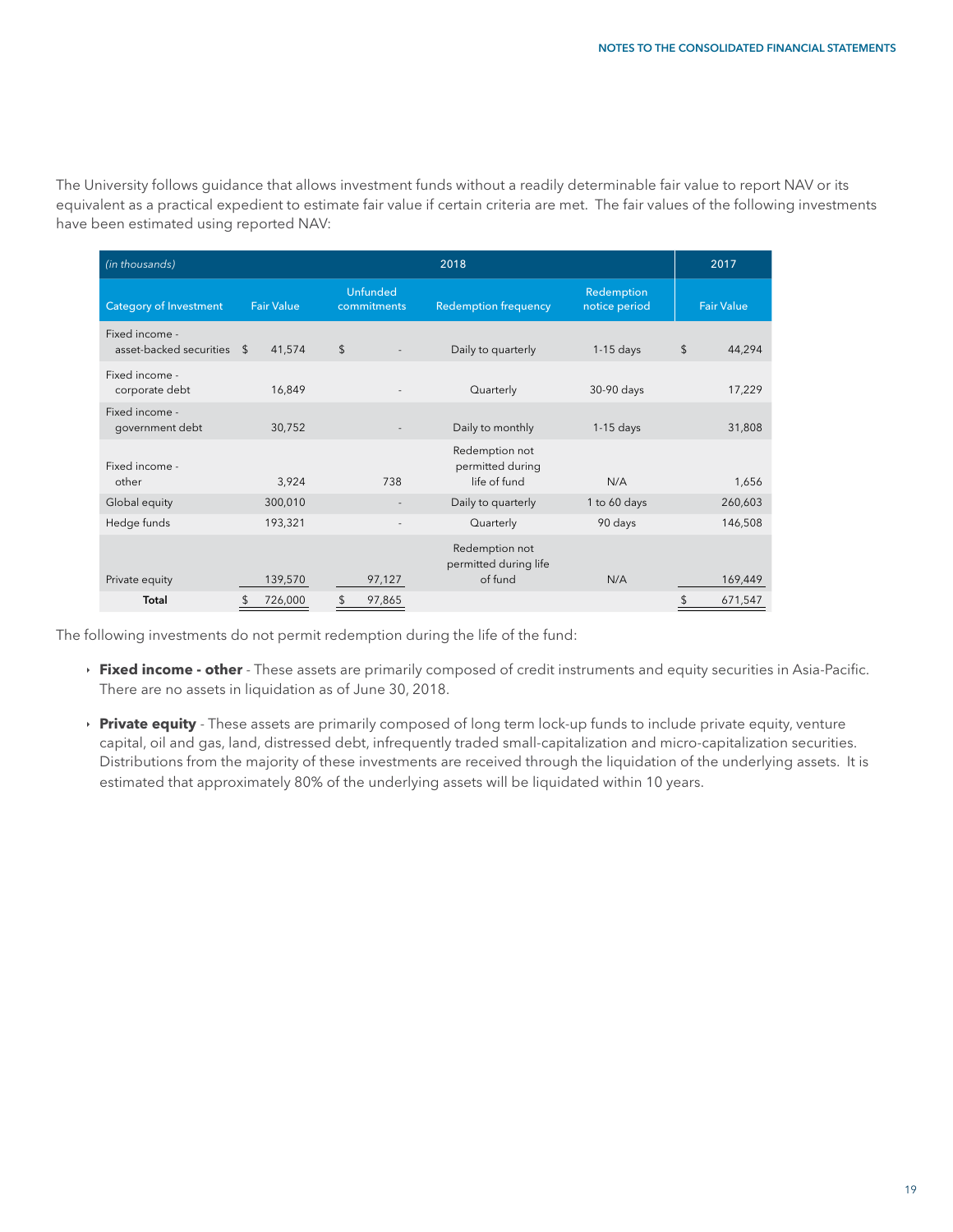The University follows guidance that allows investment funds without a readily determinable fair value to report NAV or its equivalent as a practical expedient to estimate fair value if certain criteria are met. The fair values of the following investments have been estimated using reported NAV:

| *(in thousands)* | 2018 | | | | 2017 |
|---|---|---|---|---|---|
| Category of Investment | Fair Value | Unfunded commitments | Redemption frequency | Redemption notice period | Fair Value |
| Fixed income - asset-backed securities | $ 41,574 | $ - | Daily to quarterly | 1-15 days | $ 44,294 |
| Fixed income - corporate debt | 16,849 | - | Quarterly | 30-90 days | 17,229 |
| Fixed income - government debt | 30,752 | - | Daily to monthly | 1-15 days | 31,808 |
| Fixed income - other | 3,924 | 738 | Redemption not permitted during life of fund | N/A | 1,656 |
| Global equity | 300,010 | - | Daily to quarterly | 1 to 60 days | 260,603 |
| Hedge funds | 193,321 | - | Quarterly | 90 days | 146,508 |
| Private equity | 139,570 | 97,127 | Redemption not permitted during life of fund | N/A | 169,449 |
| **Total** | $ 726,000 | $ 97,865 | | | $ 671,547 |

The following investments do not permit redemption during the life of the fund:

- **Fixed income - other** - These assets are primarily composed of credit instruments and equity securities in Asia-Pacific. There are no assets in liquidation as of June 30, 2018.
- **Private equity** - These assets are primarily composed of long term lock-up funds to include private equity, venture capital, oil and gas, land, distressed debt, infrequently traded small-capitalization and micro-capitalization securities. Distributions from the majority of these investments are received through the liquidation of the underlying assets. It is estimated that approximately 80% of the underlying assets will be liquidated within 10 years.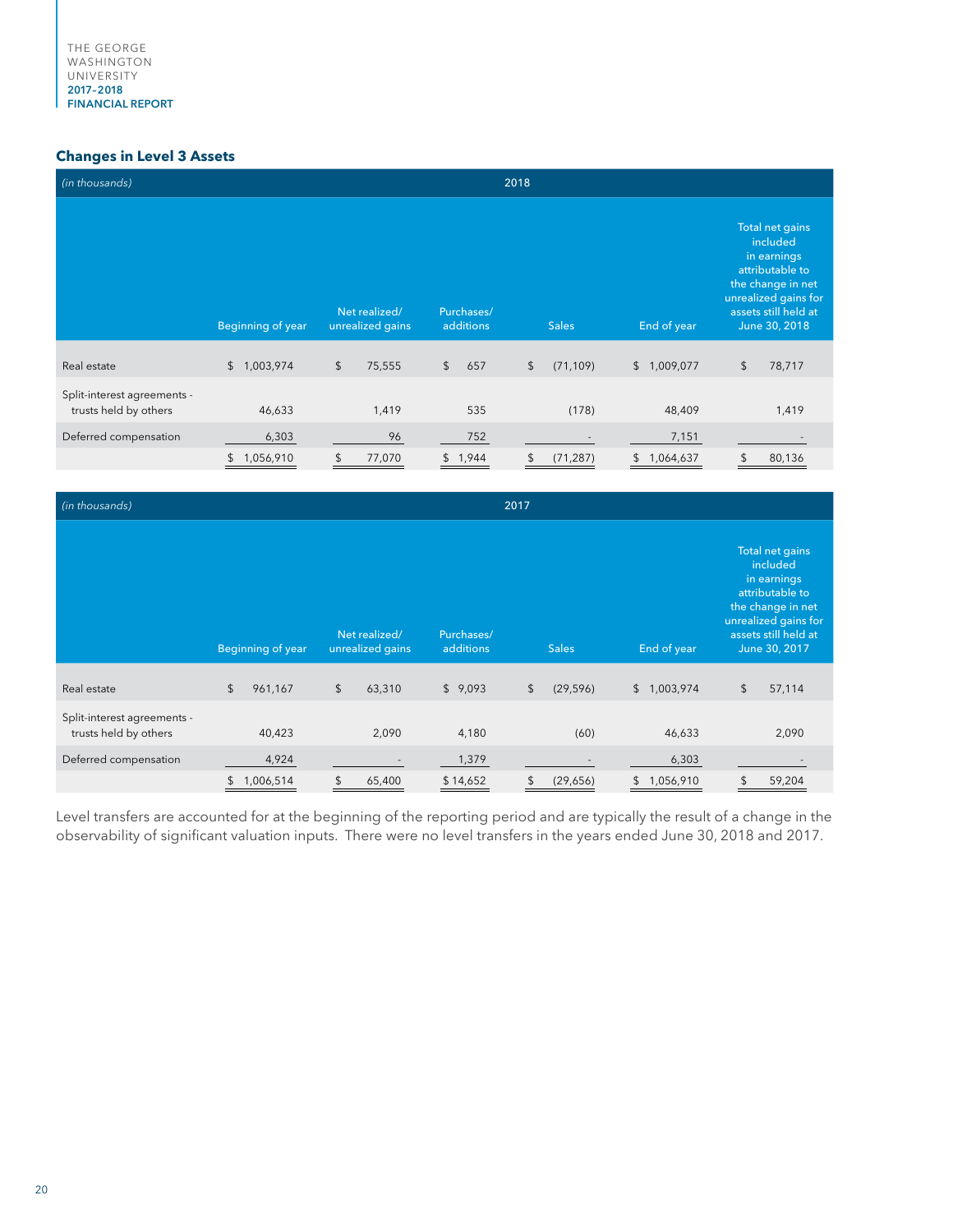## Changes in Level 3 Assets

| *(in thousands)* | 2018 | | | | | |
|---|---|---|---|---|---|---|
| | Beginning of year | Net realized/ unrealized gains | Purchases/ additions | Sales | End of year | Total net gains included in earnings attributable to the change in net unrealized gains for assets still held at June 30, 2018 |
| Real estate | $ 1,003,974 | $ 75,555 | $ 657 | $ (71,109) | $ 1,009,077 | $ 78,717 |
| Split-interest agreements - trusts held by others | 46,633 | 1,419 | 535 | (178) | 48,409 | 1,419 |
| Deferred compensation | 6,303 | 96 | 752 | - | 7,151 | - |
| | $ 1,056,910 | $ 77,070 | $ 1,944 | $ (71,287) | $ 1,064,637 | $ 80,136 |

| *(in thousands)* | 2017 | | | | | |
|---|---|---|---|---|---|---|
| | Beginning of year | Net realized/ unrealized gains | Purchases/ additions | Sales | End of year | Total net gains included in earnings attributable to the change in net unrealized gains for assets still held at June 30, 2017 |
| Real estate | $ 961,167 | $ 63,310 | $ 9,093 | $ (29,596) | $ 1,003,974 | $ 57,114 |
| Split-interest agreements - trusts held by others | 40,423 | 2,090 | 4,180 | (60) | 46,633 | 2,090 |
| Deferred compensation | 4,924 | - | 1,379 | - | 6,303 | - |
| | $ 1,006,514 | $ 65,400 | $ 14,652 | $ (29,656) | $ 1,056,910 | $ 59,204 |

Level transfers are accounted for at the beginning of the reporting period and are typically the result of a change in the observability of significant valuation inputs. There were no level transfers in the years ended June 30, 2018 and 2017.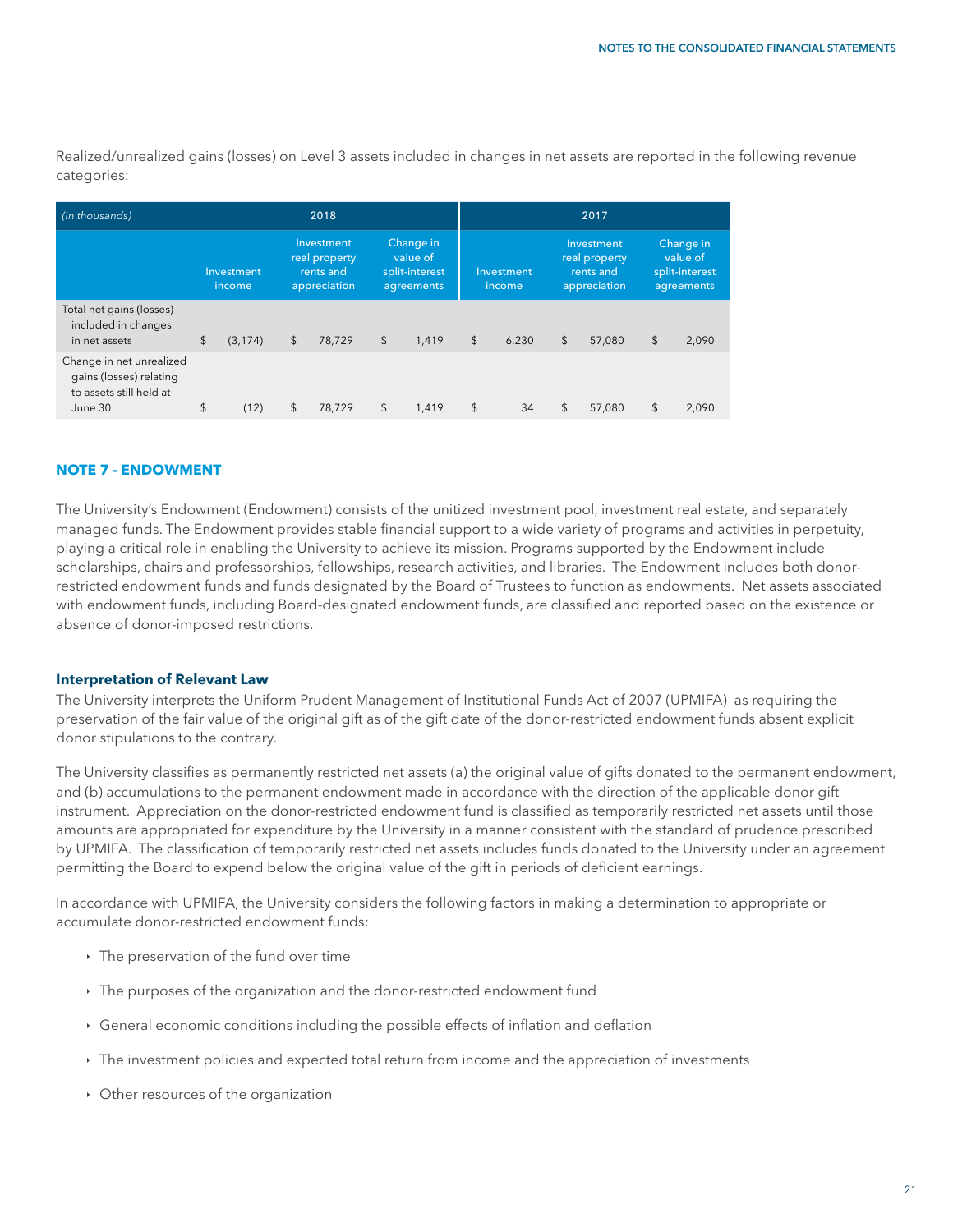Realized/unrealized gains (losses) on Level 3 assets included in changes in net assets are reported in the following revenue categories:

| *(in thousands)* | 2018 | | | 2017 | | |
|---|---|---|---|---|---|---|
| | Investment income | Investment real property rents and appreciation | Change in value of split-interest agreements | Investment income | Investment real property rents and appreciation | Change in value of split-interest agreements |
| Total net gains (losses) included in changes in net assets | $ (3,174) | $ 78,729 | $ 1,419 | $ 6,230 | $ 57,080 | $ 2,090 |
| Change in net unrealized gains (losses) relating to assets still held at June 30 | $ (12) | $ 78,729 | $ 1,419 | $ 34 | $ 57,080 | $ 2,090 |

## NOTE 7 - ENDOWMENT

The University's Endowment (Endowment) consists of the unitized investment pool, investment real estate, and separately managed funds. The Endowment provides stable financial support to a wide variety of programs and activities in perpetuity, playing a critical role in enabling the University to achieve its mission. Programs supported by the Endowment include scholarships, chairs and professorships, fellowships, research activities, and libraries. The Endowment includes both donor-restricted endowment funds and funds designated by the Board of Trustees to function as endowments. Net assets associated with endowment funds, including Board-designated endowment funds, are classified and reported based on the existence or absence of donor-imposed restrictions.

### Interpretation of Relevant Law

The University interprets the Uniform Prudent Management of Institutional Funds Act of 2007 (UPMIFA) as requiring the preservation of the fair value of the original gift as of the gift date of the donor-restricted endowment funds absent explicit donor stipulations to the contrary.

The University classifies as permanently restricted net assets (a) the original value of gifts donated to the permanent endowment, and (b) accumulations to the permanent endowment made in accordance with the direction of the applicable donor gift instrument. Appreciation on the donor-restricted endowment fund is classified as temporarily restricted net assets until those amounts are appropriated for expenditure by the University in a manner consistent with the standard of prudence prescribed by UPMIFA. The classification of temporarily restricted net assets includes funds donated to the University under an agreement permitting the Board to expend below the original value of the gift in periods of deficient earnings.

In accordance with UPMIFA, the University considers the following factors in making a determination to appropriate or accumulate donor-restricted endowment funds:

- The preservation of the fund over time
- The purposes of the organization and the donor-restricted endowment fund
- General economic conditions including the possible effects of inflation and deflation
- The investment policies and expected total return from income and the appreciation of investments
- Other resources of the organization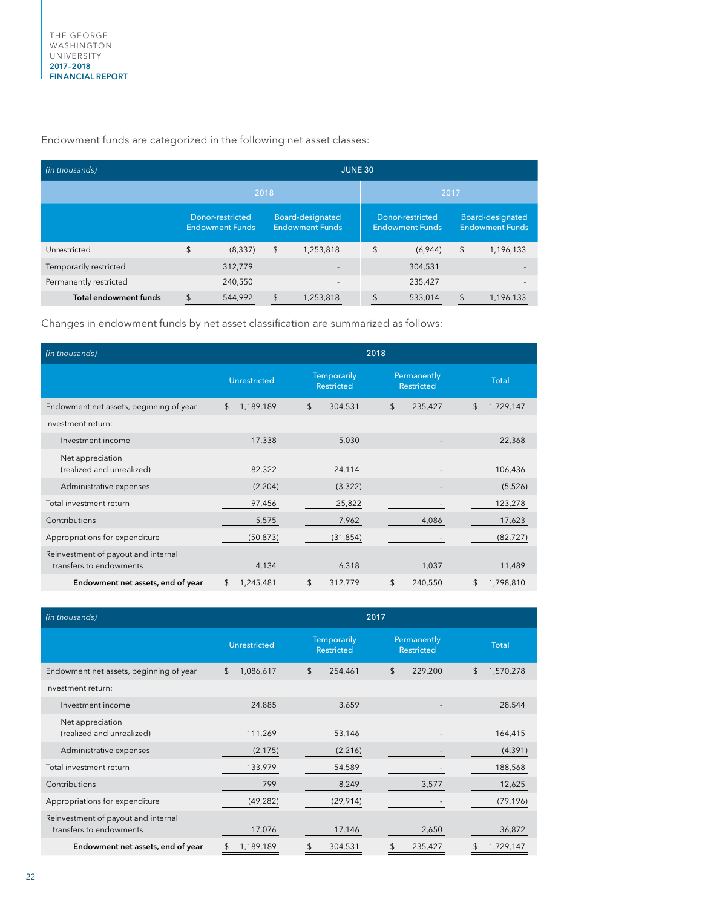Endowment funds are categorized in the following net asset classes:

| *(in thousands)* | JUNE 30 | | | |
|---|---|---|---|---|
| | 2018 | | 2017 | |
| | Donor-restricted Endowment Funds | Board-designated Endowment Funds | Donor-restricted Endowment Funds | Board-designated Endowment Funds |
| Unrestricted | $ (8,337) | $ 1,253,818 | $ (6,944) | $ 1,196,133 |
| Temporarily restricted | 312,779 | - | 304,531 | - |
| Permanently restricted | 240,550 | - | 235,427 | - |
| **Total endowment funds** | $ 544,992 | $ 1,253,818 | $ 533,014 | $ 1,196,133 |

Changes in endowment funds by net asset classification are summarized as follows:

| *(in thousands)* | 2018 | | | |
|---|---|---|---|---|
| | Unrestricted | Temporarily Restricted | Permanently Restricted | Total |
| Endowment net assets, beginning of year | $ 1,189,189 | $ 304,531 | $ 235,427 | $ 1,729,147 |
| Investment return: | | | | |
| Investment income | 17,338 | 5,030 | - | 22,368 |
| Net appreciation (realized and unrealized) | 82,322 | 24,114 | - | 106,436 |
| Administrative expenses | (2,204) | (3,322) | - | (5,526) |
| Total investment return | 97,456 | 25,822 | - | 123,278 |
| Contributions | 5,575 | 7,962 | 4,086 | 17,623 |
| Appropriations for expenditure | (50,873) | (31,854) | - | (82,727) |
| Reinvestment of payout and internal transfers to endowments | 4,134 | 6,318 | 1,037 | 11,489 |
| **Endowment net assets, end of year** | $ 1,245,481 | $ 312,779 | $ 240,550 | $ 1,798,810 |

| *(in thousands)* | 2017 | | | |
|---|---|---|---|---|
| | Unrestricted | Temporarily Restricted | Permanently Restricted | Total |
| Endowment net assets, beginning of year | $ 1,086,617 | $ 254,461 | $ 229,200 | $ 1,570,278 |
| Investment return: | | | | |
| Investment income | 24,885 | 3,659 | - | 28,544 |
| Net appreciation (realized and unrealized) | 111,269 | 53,146 | - | 164,415 |
| Administrative expenses | (2,175) | (2,216) | - | (4,391) |
| Total investment return | 133,979 | 54,589 | - | 188,568 |
| Contributions | 799 | 8,249 | 3,577 | 12,625 |
| Appropriations for expenditure | (49,282) | (29,914) | - | (79,196) |
| Reinvestment of payout and internal transfers to endowments | 17,076 | 17,146 | 2,650 | 36,872 |
| **Endowment net assets, end of year** | $ 1,189,189 | $ 304,531 | $ 235,427 | $ 1,729,147 |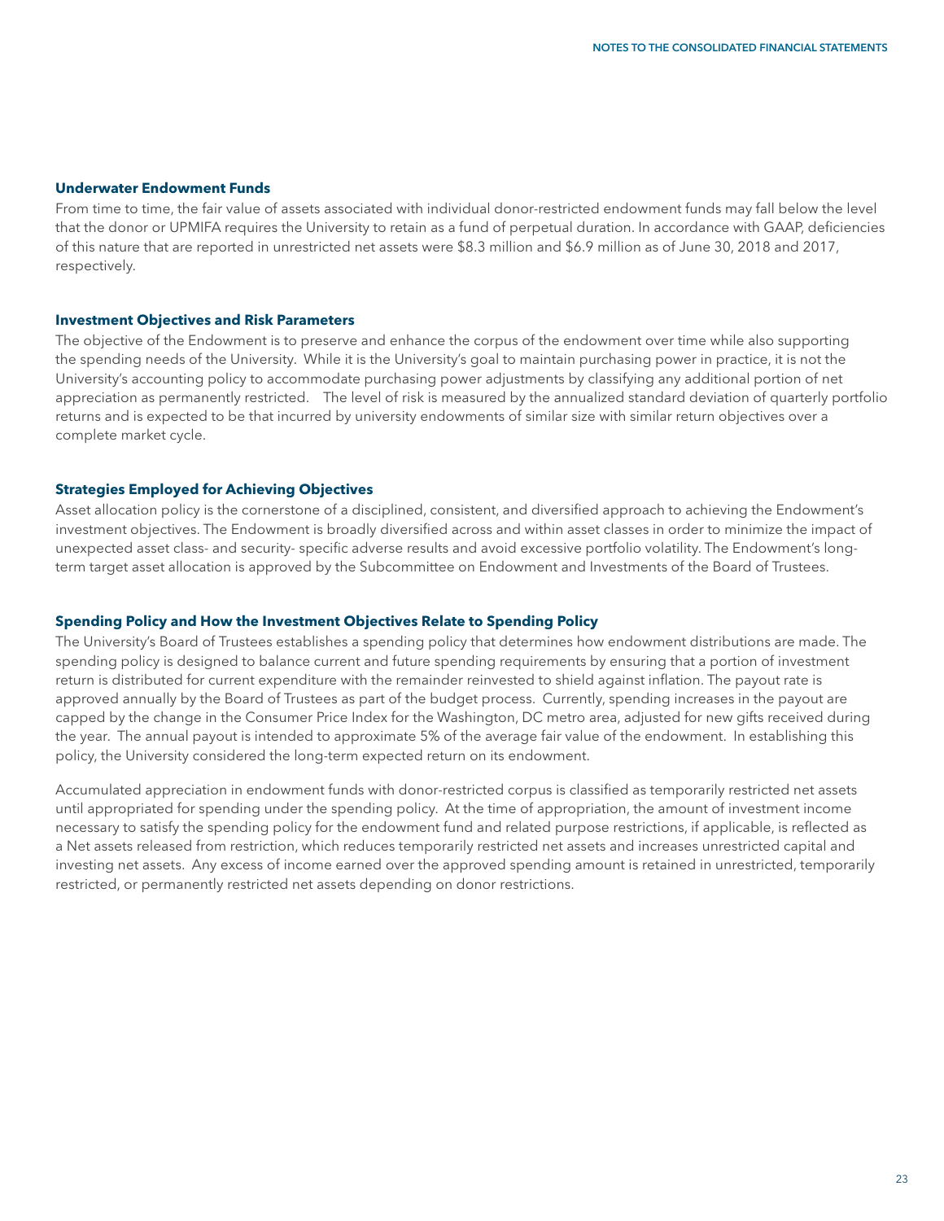### Underwater Endowment Funds

From time to time, the fair value of assets associated with individual donor-restricted endowment funds may fall below the level that the donor or UPMIFA requires the University to retain as a fund of perpetual duration. In accordance with GAAP, deficiencies of this nature that are reported in unrestricted net assets were $8.3 million and $6.9 million as of June 30, 2018 and 2017, respectively.

### Investment Objectives and Risk Parameters

The objective of the Endowment is to preserve and enhance the corpus of the endowment over time while also supporting the spending needs of the University. While it is the University's goal to maintain purchasing power in practice, it is not the University's accounting policy to accommodate purchasing power adjustments by classifying any additional portion of net appreciation as permanently restricted. The level of risk is measured by the annualized standard deviation of quarterly portfolio returns and is expected to be that incurred by university endowments of similar size with similar return objectives over a complete market cycle.

### Strategies Employed for Achieving Objectives

Asset allocation policy is the cornerstone of a disciplined, consistent, and diversified approach to achieving the Endowment's investment objectives. The Endowment is broadly diversified across and within asset classes in order to minimize the impact of unexpected asset class- and security- specific adverse results and avoid excessive portfolio volatility. The Endowment's long-term target asset allocation is approved by the Subcommittee on Endowment and Investments of the Board of Trustees.

### Spending Policy and How the Investment Objectives Relate to Spending Policy

The University's Board of Trustees establishes a spending policy that determines how endowment distributions are made. The spending policy is designed to balance current and future spending requirements by ensuring that a portion of investment return is distributed for current expenditure with the remainder reinvested to shield against inflation. The payout rate is approved annually by the Board of Trustees as part of the budget process. Currently, spending increases in the payout are capped by the change in the Consumer Price Index for the Washington, DC metro area, adjusted for new gifts received during the year. The annual payout is intended to approximate 5% of the average fair value of the endowment. In establishing this policy, the University considered the long-term expected return on its endowment.

Accumulated appreciation in endowment funds with donor-restricted corpus is classified as temporarily restricted net assets until appropriated for spending under the spending policy. At the time of appropriation, the amount of investment income necessary to satisfy the spending policy for the endowment fund and related purpose restrictions, if applicable, is reflected as a Net assets released from restriction, which reduces temporarily restricted net assets and increases unrestricted capital and investing net assets. Any excess of income earned over the approved spending amount is retained in unrestricted, temporarily restricted, or permanently restricted net assets depending on donor restrictions.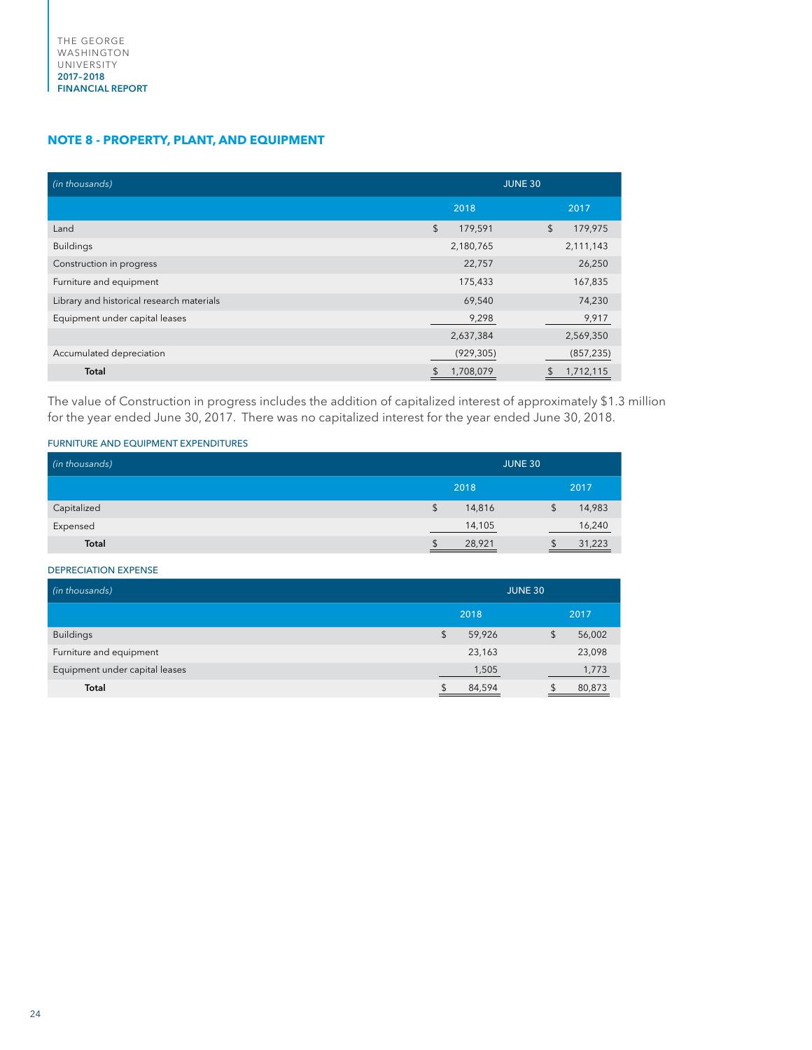## NOTE 8 - PROPERTY, PLANT, AND EQUIPMENT

| *(in thousands)* | JUNE 30 | |
|---|---|---|
| | 2018 | 2017 |
| Land | $ 179,591 | $ 179,975 |
| Buildings | 2,180,765 | 2,111,143 |
| Construction in progress | 22,757 | 26,250 |
| Furniture and equipment | 175,433 | 167,835 |
| Library and historical research materials | 69,540 | 74,230 |
| Equipment under capital leases | 9,298 | 9,917 |
| | 2,637,384 | 2,569,350 |
| Accumulated depreciation | (929,305) | (857,235) |
| **Total** | $ 1,708,079 | $ 1,712,115 |

The value of Construction in progress includes the addition of capitalized interest of approximately $1.3 million for the year ended June 30, 2017. There was no capitalized interest for the year ended June 30, 2018.

### FURNITURE AND EQUIPMENT EXPENDITURES

| *(in thousands)* | JUNE 30 | |
|---|---|---|
| | 2018 | 2017 |
| Capitalized | $ 14,816 | $ 14,983 |
| Expensed | 14,105 | 16,240 |
| **Total** | $ 28,921 | $ 31,223 |

### DEPRECIATION EXPENSE

| *(in thousands)* | JUNE 30 | |
|---|---|---|
| | 2018 | 2017 |
| Buildings | $ 59,926 | $ 56,002 |
| Furniture and equipment | 23,163 | 23,098 |
| Equipment under capital leases | 1,505 | 1,773 |
| **Total** | $ 84,594 | $ 80,873 |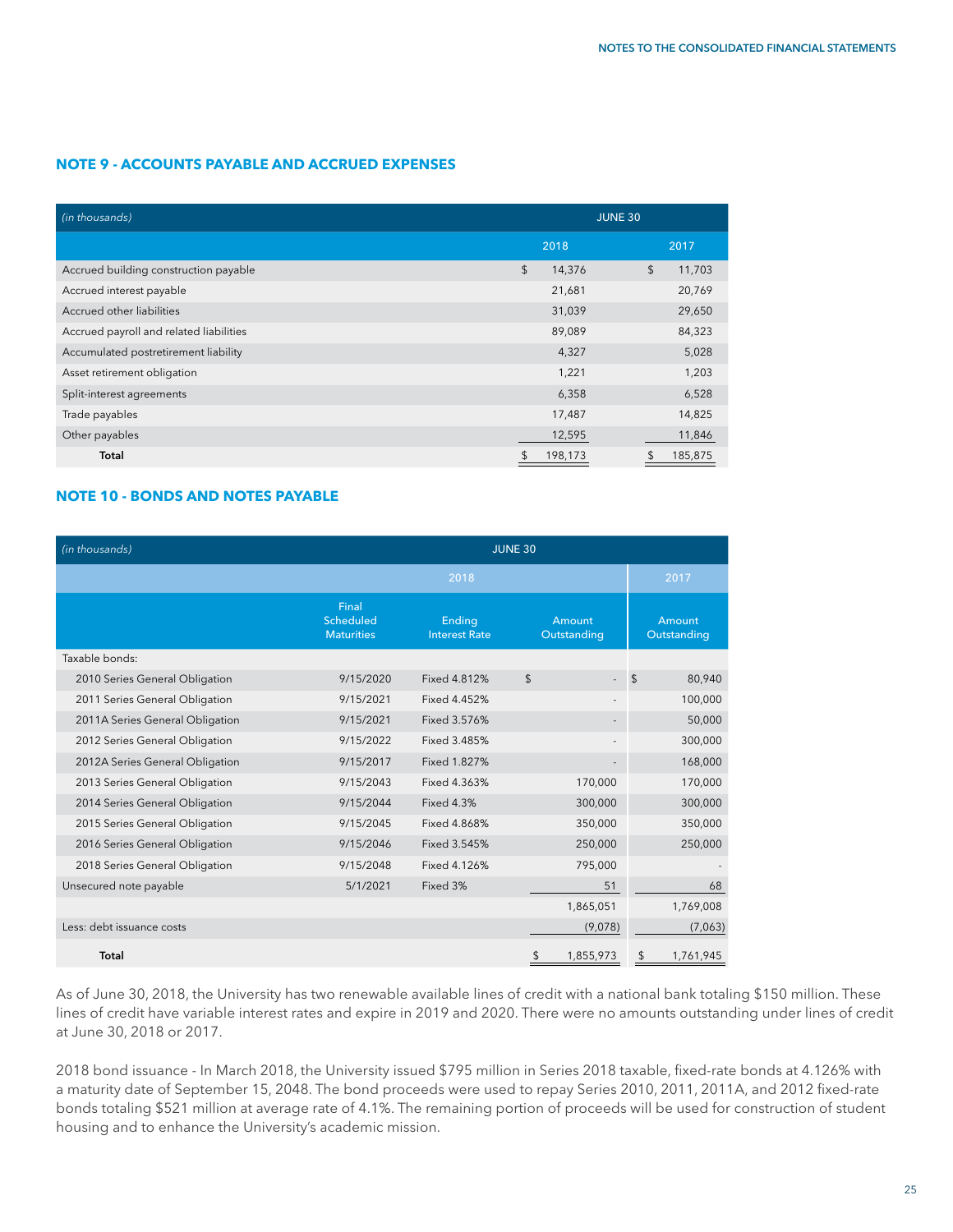## NOTE 9 - ACCOUNTS PAYABLE AND ACCRUED EXPENSES

| *(in thousands)* | JUNE 30 | |
|---|---|---|
| | 2018 | 2017 |
| Accrued building construction payable | $ 14,376 | $ 11,703 |
| Accrued interest payable | 21,681 | 20,769 |
| Accrued other liabilities | 31,039 | 29,650 |
| Accrued payroll and related liabilities | 89,089 | 84,323 |
| Accumulated postretirement liability | 4,327 | 5,028 |
| Asset retirement obligation | 1,221 | 1,203 |
| Split-interest agreements | 6,358 | 6,528 |
| Trade payables | 17,487 | 14,825 |
| Other payables | 12,595 | 11,846 |
| **Total** | $ 198,173 | $ 185,875 |

## NOTE 10 - BONDS AND NOTES PAYABLE

| *(in thousands)* | JUNE 30 | | | |
|---|---|---|---|---|
| | 2018 | | | 2017 |
| | Final Scheduled Maturities | Ending Interest Rate | Amount Outstanding | Amount Outstanding |
| Taxable bonds: | | | | |
| 2010 Series General Obligation | 9/15/2020 | Fixed 4.812% | $ - | $ 80,940 |
| 2011 Series General Obligation | 9/15/2021 | Fixed 4.452% | - | 100,000 |
| 2011A Series General Obligation | 9/15/2021 | Fixed 3.576% | - | 50,000 |
| 2012 Series General Obligation | 9/15/2022 | Fixed 3.485% | - | 300,000 |
| 2012A Series General Obligation | 9/15/2017 | Fixed 1.827% | - | 168,000 |
| 2013 Series General Obligation | 9/15/2043 | Fixed 4.363% | 170,000 | 170,000 |
| 2014 Series General Obligation | 9/15/2044 | Fixed 4.3% | 300,000 | 300,000 |
| 2015 Series General Obligation | 9/15/2045 | Fixed 4.868% | 350,000 | 350,000 |
| 2016 Series General Obligation | 9/15/2046 | Fixed 3.545% | 250,000 | 250,000 |
| 2018 Series General Obligation | 9/15/2048 | Fixed 4.126% | 795,000 | - |
| Unsecured note payable | 5/1/2021 | Fixed 3% | 51 | 68 |
| | | | 1,865,051 | 1,769,008 |
| Less: debt issuance costs | | | (9,078) | (7,063) |
| **Total** | | | $ 1,855,973 | $ 1,761,945 |

As of June 30, 2018, the University has two renewable available lines of credit with a national bank totaling $150 million. These lines of credit have variable interest rates and expire in 2019 and 2020. There were no amounts outstanding under lines of credit at June 30, 2018 or 2017.

2018 bond issuance - In March 2018, the University issued $795 million in Series 2018 taxable, fixed-rate bonds at 4.126% with a maturity date of September 15, 2048. The bond proceeds were used to repay Series 2010, 2011, 2011A, and 2012 fixed-rate bonds totaling $521 million at average rate of 4.1%. The remaining portion of proceeds will be used for construction of student housing and to enhance the University's academic mission.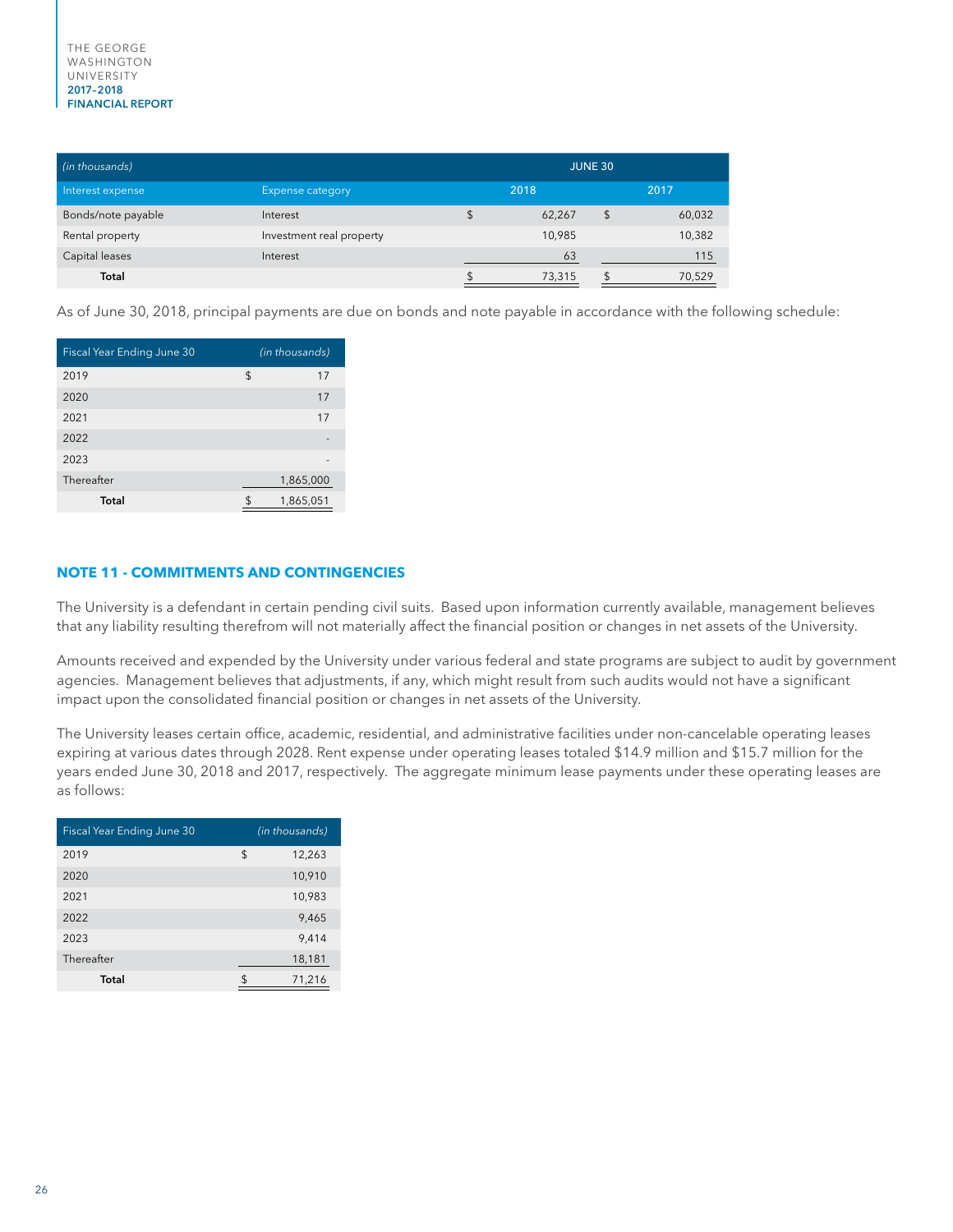| *(in thousands)* | | JUNE 30 | |
|---|---|---|---|
| Interest expense | Expense category | 2018 | 2017 |
| Bonds/note payable | Interest | $ 62,267 | $ 60,032 |
| Rental property | Investment real property | 10,985 | 10,382 |
| Capital leases | Interest | 63 | 115 |
| **Total** | | $ 73,315 | $ 70,529 |

As of June 30, 2018, principal payments are due on bonds and note payable in accordance with the following schedule:

| Fiscal Year Ending June 30 | *(in thousands)* |
|---|---|
| 2019 | $ 17 |
| 2020 | 17 |
| 2021 | 17 |
| 2022 | - |
| 2023 | - |
| Thereafter | 1,865,000 |
| **Total** | $ 1,865,051 |

## NOTE 11 - COMMITMENTS AND CONTINGENCIES

The University is a defendant in certain pending civil suits. Based upon information currently available, management believes that any liability resulting therefrom will not materially affect the financial position or changes in net assets of the University.

Amounts received and expended by the University under various federal and state programs are subject to audit by government agencies. Management believes that adjustments, if any, which might result from such audits would not have a significant impact upon the consolidated financial position or changes in net assets of the University.

The University leases certain office, academic, residential, and administrative facilities under non-cancelable operating leases expiring at various dates through 2028. Rent expense under operating leases totaled $14.9 million and $15.7 million for the years ended June 30, 2018 and 2017, respectively. The aggregate minimum lease payments under these operating leases are as follows:

| Fiscal Year Ending June 30 | *(in thousands)* |
|---|---|
| 2019 | $ 12,263 |
| 2020 | 10,910 |
| 2021 | 10,983 |
| 2022 | 9,465 |
| 2023 | 9,414 |
| Thereafter | 18,181 |
| **Total** | $ 71,216 |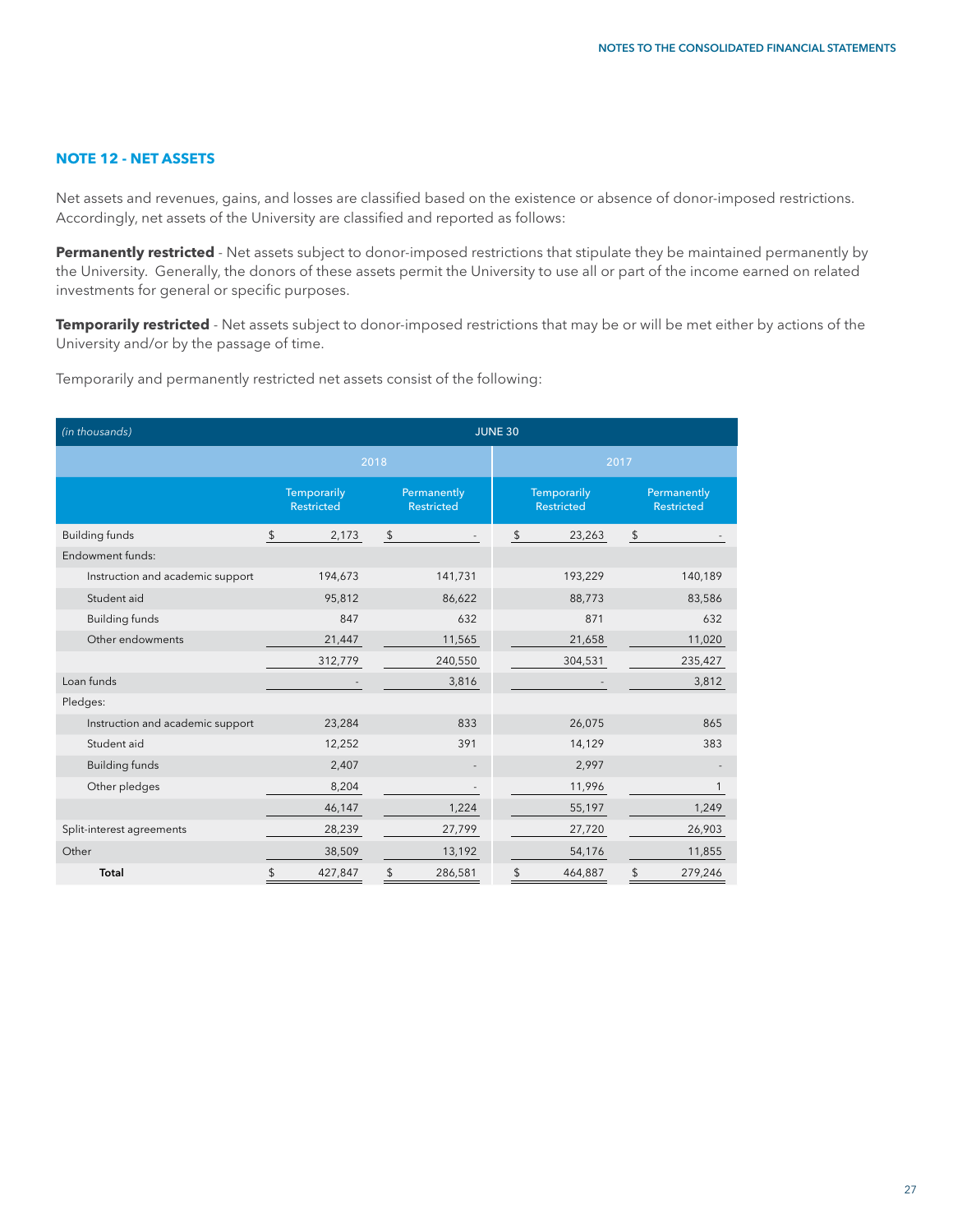## NOTE 12 - NET ASSETS

Net assets and revenues, gains, and losses are classified based on the existence or absence of donor-imposed restrictions. Accordingly, net assets of the University are classified and reported as follows:

**Permanently restricted** - Net assets subject to donor-imposed restrictions that stipulate they be maintained permanently by the University. Generally, the donors of these assets permit the University to use all or part of the income earned on related investments for general or specific purposes.

**Temporarily restricted** - Net assets subject to donor-imposed restrictions that may be or will be met either by actions of the University and/or by the passage of time.

Temporarily and permanently restricted net assets consist of the following:

| *(in thousands)* | JUNE 30 | | | |
|---|---|---|---|---|
| | 2018 | | 2017 | |
| | Temporarily Restricted | Permanently Restricted | Temporarily Restricted | Permanently Restricted |
| Building funds | $ 2,173 | $ - | $ 23,263 | $ - |
| Endowment funds: | | | | |
| Instruction and academic support | 194,673 | 141,731 | 193,229 | 140,189 |
| Student aid | 95,812 | 86,622 | 88,773 | 83,586 |
| Building funds | 847 | 632 | 871 | 632 |
| Other endowments | 21,447 | 11,565 | 21,658 | 11,020 |
| | 312,779 | 240,550 | 304,531 | 235,427 |
| Loan funds | - | 3,816 | - | 3,812 |
| Pledges: | | | | |
| Instruction and academic support | 23,284 | 833 | 26,075 | 865 |
| Student aid | 12,252 | 391 | 14,129 | 383 |
| Building funds | 2,407 | - | 2,997 | - |
| Other pledges | 8,204 | - | 11,996 | 1 |
| | 46,147 | 1,224 | 55,197 | 1,249 |
| Split-interest agreements | 28,239 | 27,799 | 27,720 | 26,903 |
| Other | 38,509 | 13,192 | 54,176 | 11,855 |
| **Total** | $ 427,847 | $ 286,581 | $ 464,887 | $ 279,246 |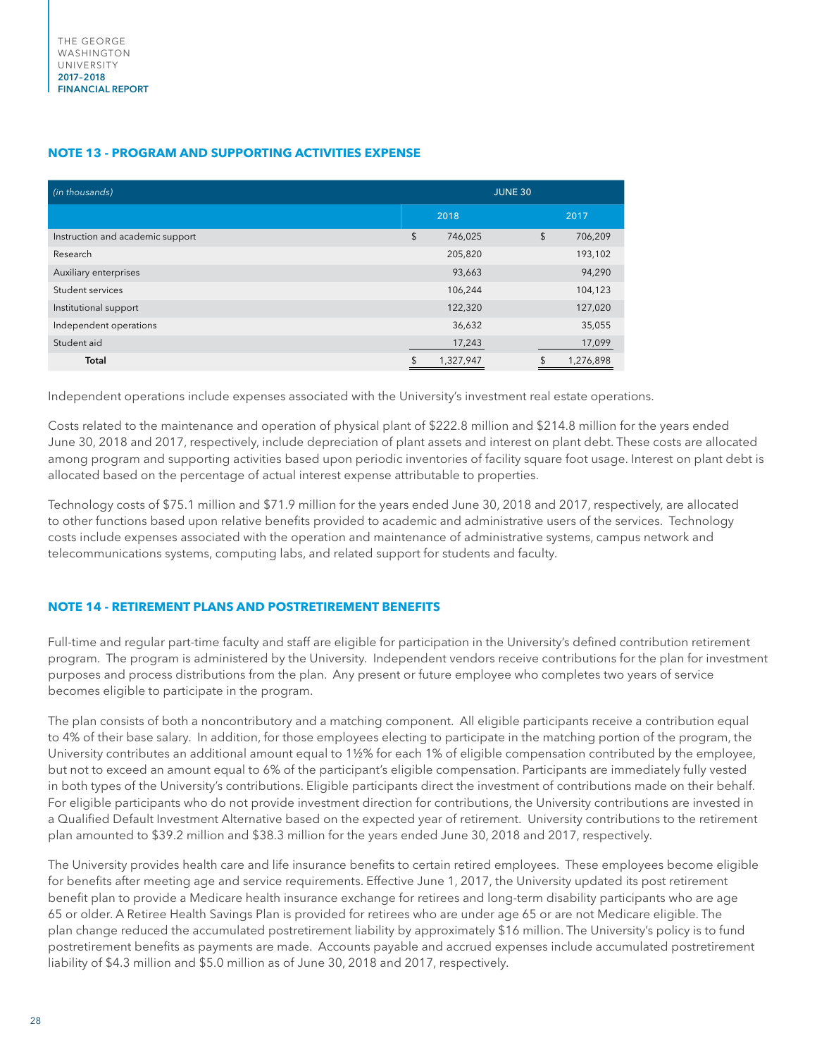## NOTE 13 - PROGRAM AND SUPPORTING ACTIVITIES EXPENSE

| *(in thousands)* | JUNE 30 | |
|---|---|---|
| | 2018 | 2017 |
| Instruction and academic support | $ 746,025 | $ 706,209 |
| Research | 205,820 | 193,102 |
| Auxiliary enterprises | 93,663 | 94,290 |
| Student services | 106,244 | 104,123 |
| Institutional support | 122,320 | 127,020 |
| Independent operations | 36,632 | 35,055 |
| Student aid | 17,243 | 17,099 |
| **Total** | $ 1,327,947 | $ 1,276,898 |

Independent operations include expenses associated with the University's investment real estate operations.

Costs related to the maintenance and operation of physical plant of $222.8 million and $214.8 million for the years ended June 30, 2018 and 2017, respectively, include depreciation of plant assets and interest on plant debt. These costs are allocated among program and supporting activities based upon periodic inventories of facility square foot usage. Interest on plant debt is allocated based on the percentage of actual interest expense attributable to properties.

Technology costs of $75.1 million and $71.9 million for the years ended June 30, 2018 and 2017, respectively, are allocated to other functions based upon relative benefits provided to academic and administrative users of the services. Technology costs include expenses associated with the operation and maintenance of administrative systems, campus network and telecommunications systems, computing labs, and related support for students and faculty.

## NOTE 14 - RETIREMENT PLANS AND POSTRETIREMENT BENEFITS

Full-time and regular part-time faculty and staff are eligible for participation in the University's defined contribution retirement program. The program is administered by the University. Independent vendors receive contributions for the plan for investment purposes and process distributions from the plan. Any present or future employee who completes two years of service becomes eligible to participate in the program.

The plan consists of both a noncontributory and a matching component. All eligible participants receive a contribution equal to 4% of their base salary. In addition, for those employees electing to participate in the matching portion of the program, the University contributes an additional amount equal to 1½% for each 1% of eligible compensation contributed by the employee, but not to exceed an amount equal to 6% of the participant's eligible compensation. Participants are immediately fully vested in both types of the University's contributions. Eligible participants direct the investment of contributions made on their behalf. For eligible participants who do not provide investment direction for contributions, the University contributions are invested in a Qualified Default Investment Alternative based on the expected year of retirement. University contributions to the retirement plan amounted to $39.2 million and $38.3 million for the years ended June 30, 2018 and 2017, respectively.

The University provides health care and life insurance benefits to certain retired employees. These employees become eligible for benefits after meeting age and service requirements. Effective June 1, 2017, the University updated its post retirement benefit plan to provide a Medicare health insurance exchange for retirees and long-term disability participants who are age 65 or older. A Retiree Health Savings Plan is provided for retirees who are under age 65 or are not Medicare eligible. The plan change reduced the accumulated postretirement liability by approximately $16 million. The University's policy is to fund postretirement benefits as payments are made. Accounts payable and accrued expenses include accumulated postretirement liability of $4.3 million and $5.0 million as of June 30, 2018 and 2017, respectively.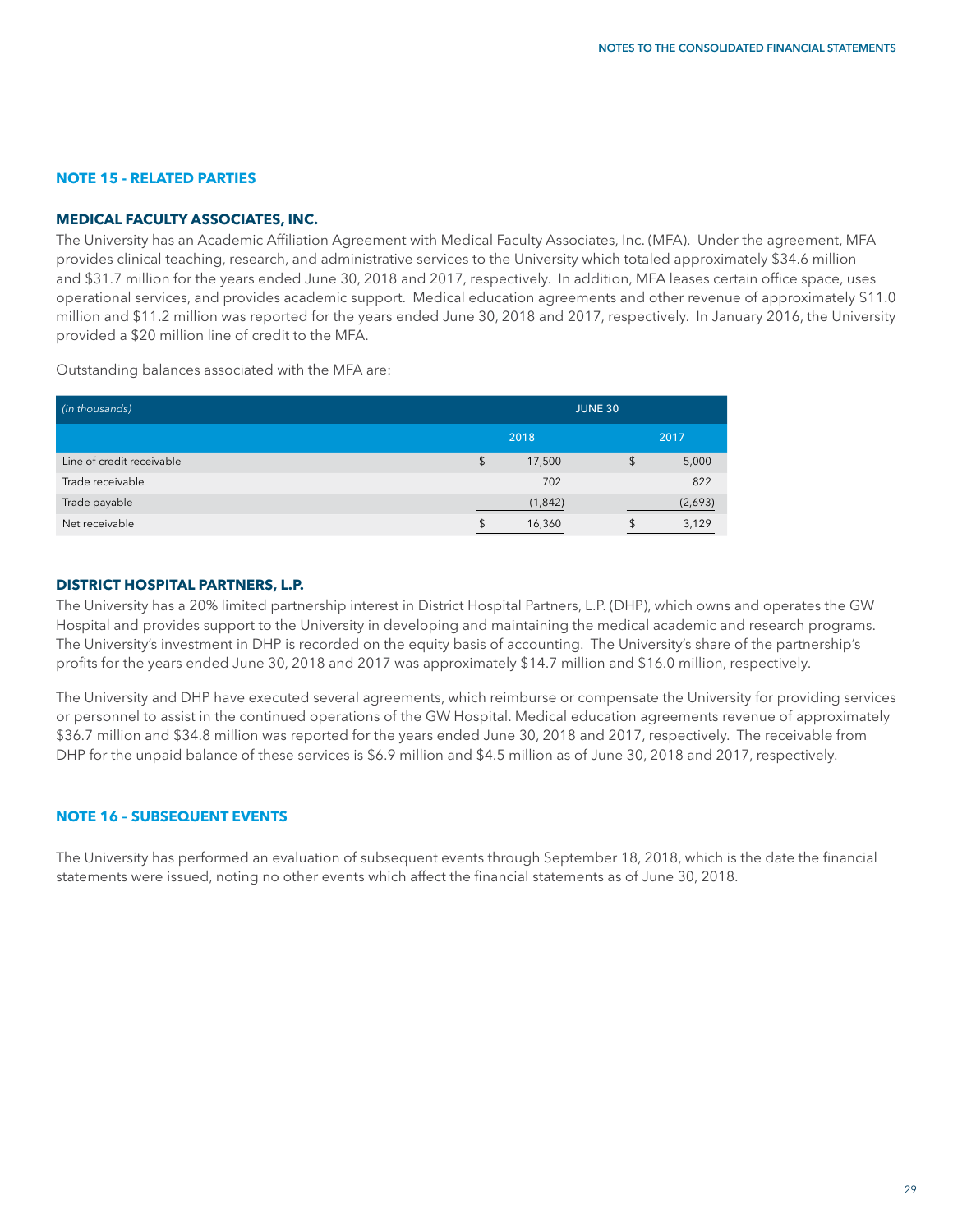## NOTE 15 - RELATED PARTIES

### MEDICAL FACULTY ASSOCIATES, INC.

The University has an Academic Affiliation Agreement with Medical Faculty Associates, Inc. (MFA). Under the agreement, MFA provides clinical teaching, research, and administrative services to the University which totaled approximately $34.6 million and $31.7 million for the years ended June 30, 2018 and 2017, respectively. In addition, MFA leases certain office space, uses operational services, and provides academic support. Medical education agreements and other revenue of approximately $11.0 million and $11.2 million was reported for the years ended June 30, 2018 and 2017, respectively. In January 2016, the University provided a $20 million line of credit to the MFA.

Outstanding balances associated with the MFA are:

| *(in thousands)* | JUNE 30 | |
|---|---|---|
| | 2018 | 2017 |
| Line of credit receivable | $ 17,500 | $ 5,000 |
| Trade receivable | 702 | 822 |
| Trade payable | (1,842) | (2,693) |
| Net receivable | $ 16,360 | $ 3,129 |

### DISTRICT HOSPITAL PARTNERS, L.P.

The University has a 20% limited partnership interest in District Hospital Partners, L.P. (DHP), which owns and operates the GW Hospital and provides support to the University in developing and maintaining the medical academic and research programs. The University's investment in DHP is recorded on the equity basis of accounting. The University's share of the partnership's profits for the years ended June 30, 2018 and 2017 was approximately $14.7 million and $16.0 million, respectively.

The University and DHP have executed several agreements, which reimburse or compensate the University for providing services or personnel to assist in the continued operations of the GW Hospital. Medical education agreements revenue of approximately $36.7 million and $34.8 million was reported for the years ended June 30, 2018 and 2017, respectively. The receivable from DHP for the unpaid balance of these services is $6.9 million and $4.5 million as of June 30, 2018 and 2017, respectively.

## NOTE 16 – SUBSEQUENT EVENTS

The University has performed an evaluation of subsequent events through September 18, 2018, which is the date the financial statements were issued, noting no other events which affect the financial statements as of June 30, 2018.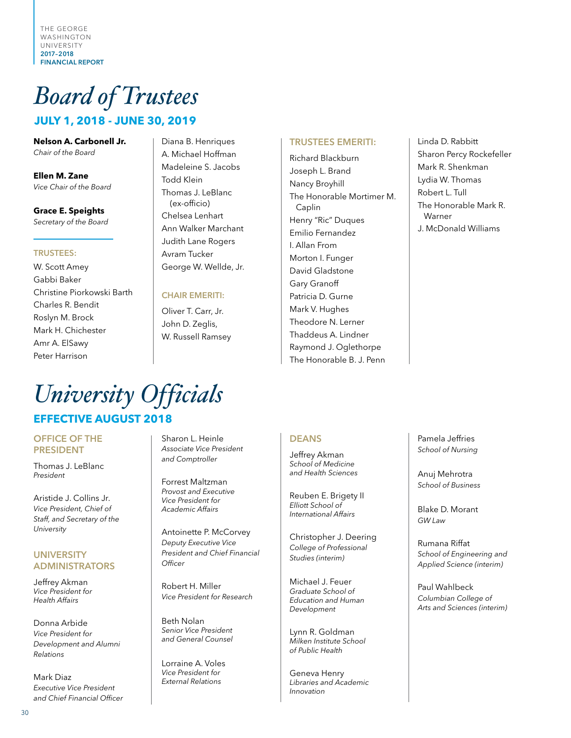# Board of Trustees

## JULY 1, 2018 - JUNE 30, 2019

**Nelson A. Carbonell Jr.**
*Chair of the Board*

**Ellen M. Zane**
*Vice Chair of the Board*

**Grace E. Speights**
*Secretary of the Board*

### TRUSTEES:

W. Scott Amey
Gabbi Baker
Christine Piorkowski Barth
Charles R. Bendit
Roslyn M. Brock
Mark H. Chichester
Amr A. ElSawy
Peter Harrison
Diana B. Henriques
A. Michael Hoffman
Madeleine S. Jacobs
Todd Klein
Thomas J. LeBlanc (ex-officio)
Chelsea Lenhart
Ann Walker Marchant
Judith Lane Rogers
Avram Tucker
George W. Wellde, Jr.

### CHAIR EMERITI:

Oliver T. Carr, Jr.
John D. Zeglis,
W. Russell Ramsey

### TRUSTEES EMERITI:

Richard Blackburn
Joseph L. Brand
Nancy Broyhill
The Honorable Mortimer M. Caplin
Henry "Ric" Duques
Emilio Fernandez
I. Allan From
Morton I. Funger
David Gladstone
Gary Granoff
Patricia D. Gurne
Mark V. Hughes
Theodore N. Lerner
Thaddeus A. Lindner
Raymond J. Oglethorpe
The Honorable B. J. Penn
Linda D. Rabbitt
Sharon Percy Rockefeller
Mark R. Shenkman
Lydia W. Thomas
Robert L. Tull
The Honorable Mark R. Warner
J. McDonald Williams

# University Officials

## EFFECTIVE AUGUST 2018

### OFFICE OF THE PRESIDENT

Thomas J. LeBlanc
*President*

Aristide J. Collins Jr.
*Vice President, Chief of Staff, and Secretary of the University*

### UNIVERSITY ADMINISTRATORS

Jeffrey Akman
*Vice President for Health Affairs*

Donna Arbide
*Vice President for Development and Alumni Relations*

Mark Diaz
*Executive Vice President and Chief Financial Officer*

Sharon L. Heinle
*Associate Vice President and Comptroller*

Forrest Maltzman
*Provost and Executive Vice President for Academic Affairs*

Antoinette P. McCorvey
*Deputy Executive Vice President and Chief Financial Officer*

Robert H. Miller
*Vice President for Research*

Beth Nolan
*Senior Vice President and General Counsel*

Lorraine A. Voles
*Vice President for External Relations*

### DEANS

Jeffrey Akman
*School of Medicine and Health Sciences*

Reuben E. Brigety II
*Elliott School of International Affairs*

Christopher J. Deering
*College of Professional Studies (interim)*

Michael J. Feuer
*Graduate School of Education and Human Development*

Lynn R. Goldman
*Milken Institute School of Public Health*

Geneva Henry
*Libraries and Academic Innovation*

Pamela Jeffries
*School of Nursing*

Anuj Mehrotra
*School of Business*

Blake D. Morant
*GW Law*

Rumana Riffat
*School of Engineering and Applied Science (interim)*

Paul Wahlbeck
*Columbian College of Arts and Sciences (interim)*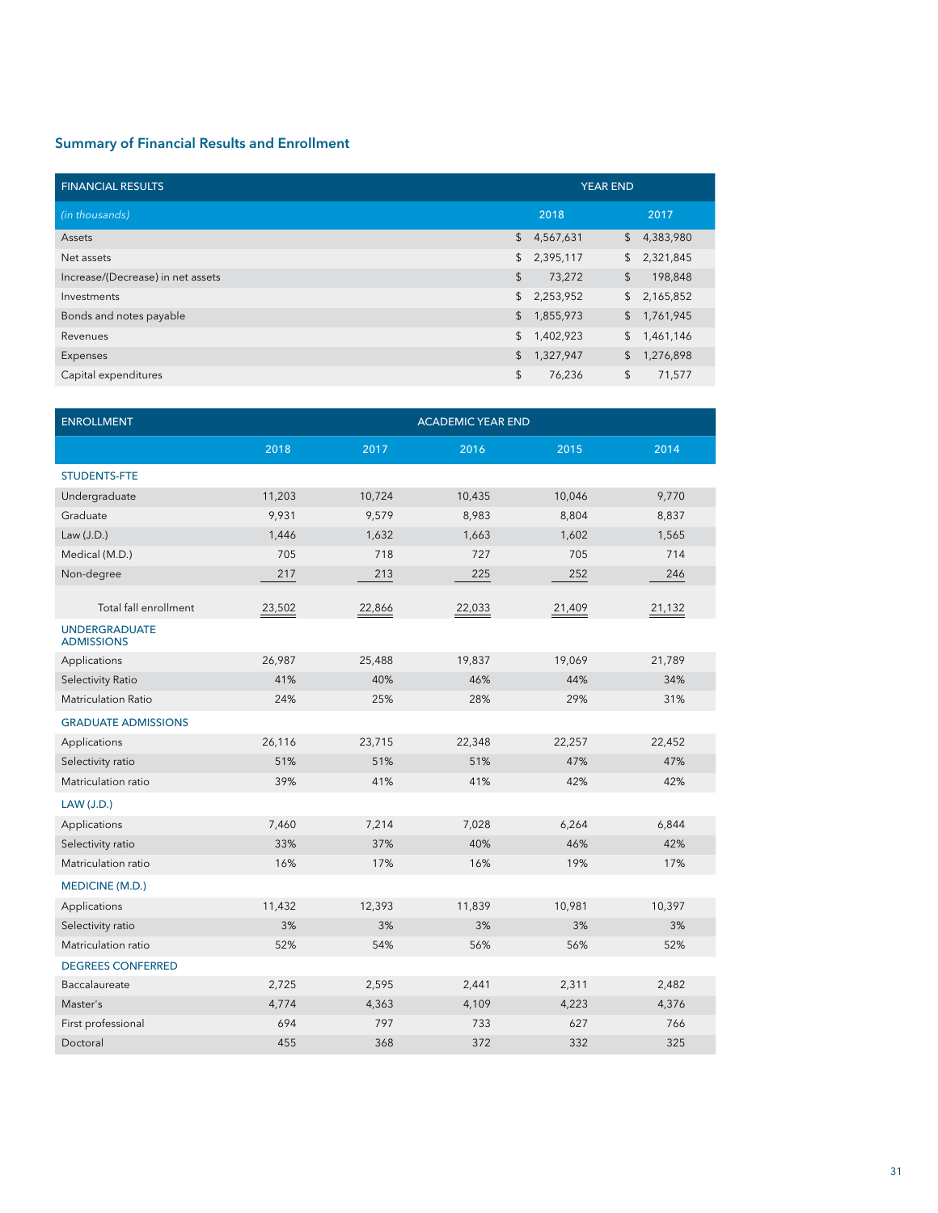## Summary of Financial Results and Enrollment

| FINANCIAL RESULTS | YEAR END | |
|---|---|---|
| *(in thousands)* | 2018 | 2017 |
| Assets | $ 4,567,631 | $ 4,383,980 |
| Net assets | $ 2,395,117 | $ 2,321,845 |
| Increase/(Decrease) in net assets | $ 73,272 | $ 198,848 |
| Investments | $ 2,253,952 | $ 2,165,852 |
| Bonds and notes payable | $ 1,855,973 | $ 1,761,945 |
| Revenues | $ 1,402,923 | $ 1,461,146 |
| Expenses | $ 1,327,947 | $ 1,276,898 |
| Capital expenditures | $ 76,236 | $ 71,577 |

| ENROLLMENT | ACADEMIC YEAR END | | | | |
|---|---|---|---|---|---|
| | 2018 | 2017 | 2016 | 2015 | 2014 |
| **STUDENTS-FTE** | | | | | |
| Undergraduate | 11,203 | 10,724 | 10,435 | 10,046 | 9,770 |
| Graduate | 9,931 | 9,579 | 8,983 | 8,804 | 8,837 |
| Law (J.D.) | 1,446 | 1,632 | 1,663 | 1,602 | 1,565 |
| Medical (M.D.) | 705 | 718 | 727 | 705 | 714 |
| Non-degree | 217 | 213 | 225 | 252 | 246 |
| Total fall enrollment | 23,502 | 22,866 | 22,033 | 21,409 | 21,132 |
| **UNDERGRADUATE ADMISSIONS** | | | | | |
| Applications | 26,987 | 25,488 | 19,837 | 19,069 | 21,789 |
| Selectivity Ratio | 41% | 40% | 46% | 44% | 34% |
| Matriculation Ratio | 24% | 25% | 28% | 29% | 31% |
| **GRADUATE ADMISSIONS** | | | | | |
| Applications | 26,116 | 23,715 | 22,348 | 22,257 | 22,452 |
| Selectivity ratio | 51% | 51% | 51% | 47% | 47% |
| Matriculation ratio | 39% | 41% | 41% | 42% | 42% |
| **LAW (J.D.)** | | | | | |
| Applications | 7,460 | 7,214 | 7,028 | 6,264 | 6,844 |
| Selectivity ratio | 33% | 37% | 40% | 46% | 42% |
| Matriculation ratio | 16% | 17% | 16% | 19% | 17% |
| **MEDICINE (M.D.)** | | | | | |
| Applications | 11,432 | 12,393 | 11,839 | 10,981 | 10,397 |
| Selectivity ratio | 3% | 3% | 3% | 3% | 3% |
| Matriculation ratio | 52% | 54% | 56% | 56% | 52% |
| **DEGREES CONFERRED** | | | | | |
| Baccalaureate | 2,725 | 2,595 | 2,441 | 2,311 | 2,482 |
| Master's | 4,774 | 4,363 | 4,109 | 4,223 | 4,376 |
| First professional | 694 | 797 | 733 | 627 | 766 |
| Doctoral | 455 | 368 | 372 | 332 | 325 |